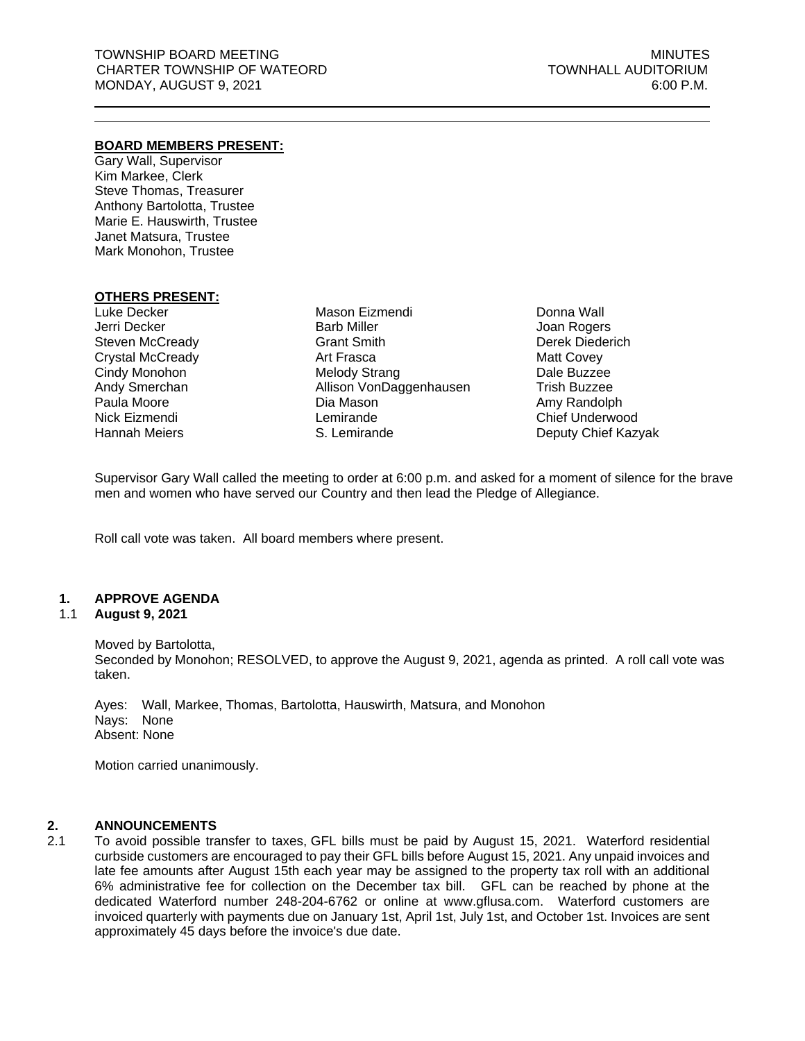TOWNSHIP BOARD MEETING | MINUTES
CHARTER TOWNSHIP OF WATEORD | TOWNHALL AUDITORIUM
MONDAY, AUGUST 9, 2021 | 6:00 P.M.

---

**BOARD MEMBERS PRESENT:**

Gary Wall, Supervisor
Kim Markee, Clerk
Steve Thomas, Treasurer
Anthony Bartolotta, Trustee
Marie E. Hauswirth, Trustee
Janet Matsura, Trustee
Mark Monohon, Trustee

**OTHERS PRESENT:**

| | | |
|---|---|---|
| Luke Decker | Mason Eizmendi | Donna Wall |
| Jerri Decker | Barb Miller | Joan Rogers |
| Steven McCready | Grant Smith | Derek Diederich |
| Crystal McCready | Art Frasca | Matt Covey |
| Cindy Monohon | Melody Strang | Dale Buzzee |
| Andy Smerchan | Allison VonDaggenhausen | Trish Buzzee |
| Paula Moore | Dia Mason | Amy Randolph |
| Nick Eizmendi | Lemirande | Chief Underwood |
| Hannah Meiers | S. Lemirande | Deputy Chief Kazyak |

Supervisor Gary Wall called the meeting to order at 6:00 p.m. and asked for a moment of silence for the brave men and women who have served our Country and then lead the Pledge of Allegiance.

Roll call vote was taken. All board members where present.

## 1. APPROVE AGENDA

### 1.1 August 9, 2021

Moved by Bartolotta,
Seconded by Monohon; RESOLVED, to approve the August 9, 2021, agenda as printed. A roll call vote was taken.

Ayes: Wall, Markee, Thomas, Bartolotta, Hauswirth, Matsura, and Monohon
Nays: None
Absent: None

Motion carried unanimously.

## 2. ANNOUNCEMENTS

2.1 To avoid possible transfer to taxes, GFL bills must be paid by August 15, 2021. Waterford residential curbside customers are encouraged to pay their GFL bills before August 15, 2021. Any unpaid invoices and late fee amounts after August 15th each year may be assigned to the property tax roll with an additional 6% administrative fee for collection on the December tax bill. GFL can be reached by phone at the dedicated Waterford number 248-204-6762 or online at www.gflusa.com. Waterford customers are invoiced quarterly with payments due on January 1st, April 1st, July 1st, and October 1st. Invoices are sent approximately 45 days before the invoice's due date.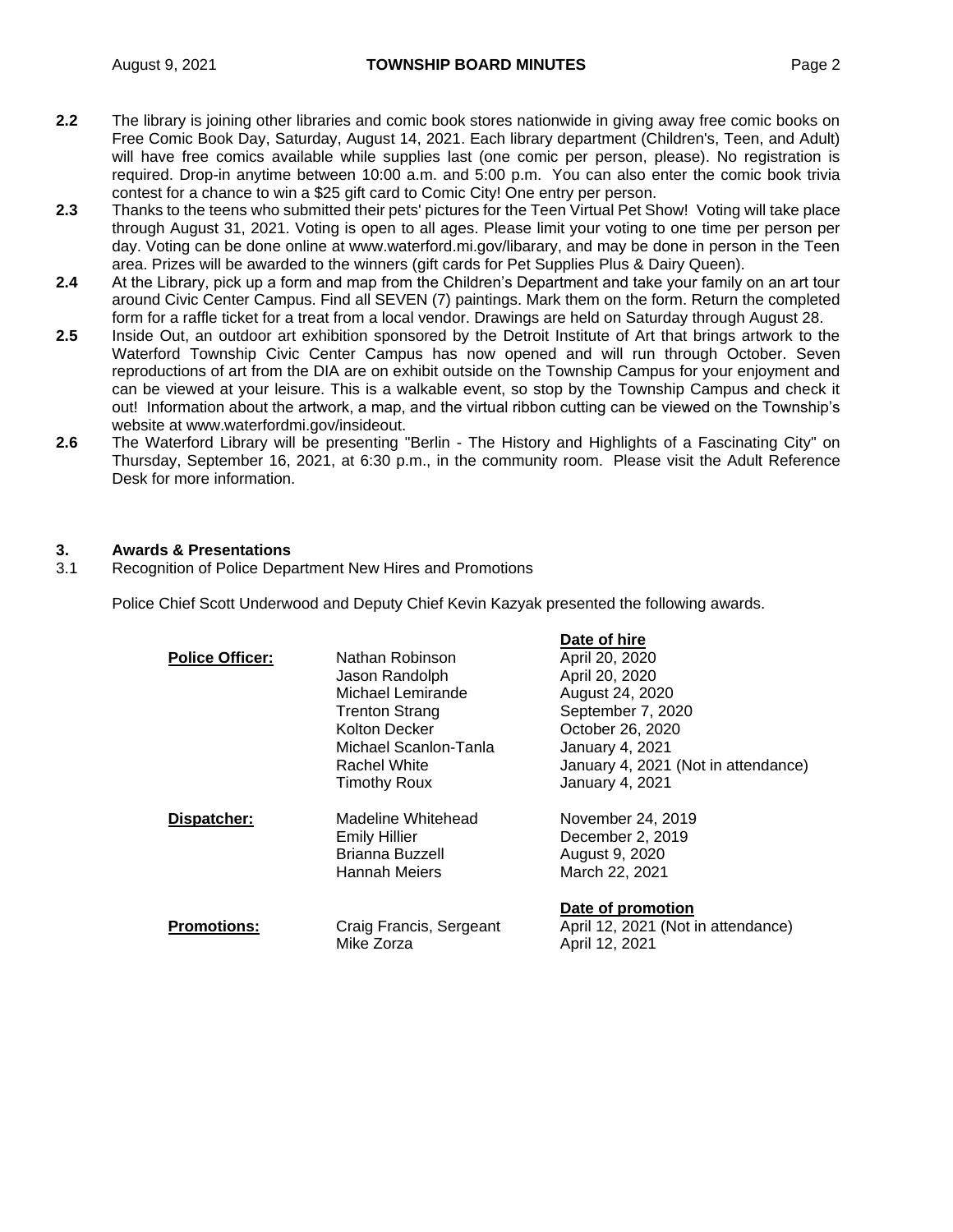**2.2** The library is joining other libraries and comic book stores nationwide in giving away free comic books on Free Comic Book Day, Saturday, August 14, 2021. Each library department (Children's, Teen, and Adult) will have free comics available while supplies last (one comic per person, please). No registration is required. Drop-in anytime between 10:00 a.m. and 5:00 p.m. You can also enter the comic book trivia contest for a chance to win a $25 gift card to Comic City! One entry per person.

**2.3** Thanks to the teens who submitted their pets' pictures for the Teen Virtual Pet Show! Voting will take place through August 31, 2021. Voting is open to all ages. Please limit your voting to one time per person per day. Voting can be done online at www.waterford.mi.gov/libarary, and may be done in person in the Teen area. Prizes will be awarded to the winners (gift cards for Pet Supplies Plus & Dairy Queen).

**2.4** At the Library, pick up a form and map from the Children's Department and take your family on an art tour around Civic Center Campus. Find all SEVEN (7) paintings. Mark them on the form. Return the completed form for a raffle ticket for a treat from a local vendor. Drawings are held on Saturday through August 28.

**2.5** Inside Out, an outdoor art exhibition sponsored by the Detroit Institute of Art that brings artwork to the Waterford Township Civic Center Campus has now opened and will run through October. Seven reproductions of art from the DIA are on exhibit outside on the Township Campus for your enjoyment and can be viewed at your leisure. This is a walkable event, so stop by the Township Campus and check it out! Information about the artwork, a map, and the virtual ribbon cutting can be viewed on the Township's website at www.waterfordmi.gov/insideout.

**2.6** The Waterford Library will be presenting "Berlin - The History and Highlights of a Fascinating City" on Thursday, September 16, 2021, at 6:30 p.m., in the community room. Please visit the Adult Reference Desk for more information.

## 3. Awards & Presentations

3.1 Recognition of Police Department New Hires and Promotions

Police Chief Scott Underwood and Deputy Chief Kevin Kazyak presented the following awards.

| | | **Date of hire** |
|---|---|---|
| **Police Officer:** | Nathan Robinson | April 20, 2020 |
| | Jason Randolph | April 20, 2020 |
| | Michael Lemirande | August 24, 2020 |
| | Trenton Strang | September 7, 2020 |
| | Kolton Decker | October 26, 2020 |
| | Michael Scanlon-Tanla | January 4, 2021 |
| | Rachel White | January 4, 2021 (Not in attendance) |
| | Timothy Roux | January 4, 2021 |
| **Dispatcher:** | Madeline Whitehead | November 24, 2019 |
| | Emily Hillier | December 2, 2019 |
| | Brianna Buzzell | August 9, 2020 |
| | Hannah Meiers | March 22, 2021 |
| | | **Date of promotion** |
| **Promotions:** | Craig Francis, Sergeant | April 12, 2021 (Not in attendance) |
| | Mike Zorza | April 12, 2021 |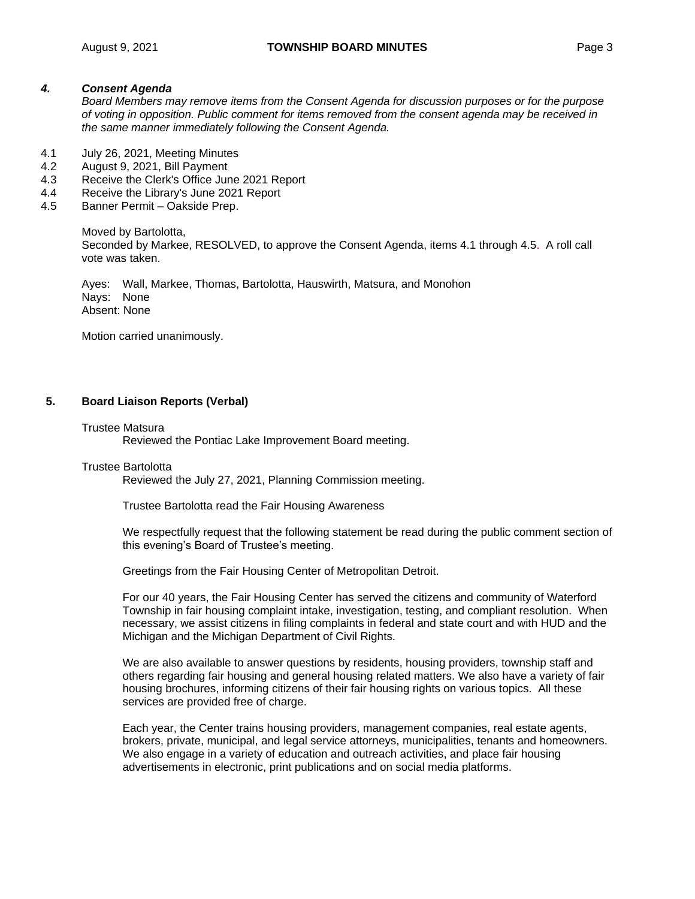### *4. Consent Agenda*

*Board Members may remove items from the Consent Agenda for discussion purposes or for the purpose of voting in opposition. Public comment for items removed from the consent agenda may be received in the same manner immediately following the Consent Agenda.*

4.1 July 26, 2021, Meeting Minutes
4.2 August 9, 2021, Bill Payment
4.3 Receive the Clerk's Office June 2021 Report
4.4 Receive the Library's June 2021 Report
4.5 Banner Permit – Oakside Prep.

Moved by Bartolotta,
Seconded by Markee, RESOLVED, to approve the Consent Agenda, items 4.1 through 4.5. A roll call vote was taken.

Ayes: Wall, Markee, Thomas, Bartolotta, Hauswirth, Matsura, and Monohon
Nays: None
Absent: None

Motion carried unanimously.

### 5. Board Liaison Reports (Verbal)

Trustee Matsura

Reviewed the Pontiac Lake Improvement Board meeting.

Trustee Bartolotta

Reviewed the July 27, 2021, Planning Commission meeting.

Trustee Bartolotta read the Fair Housing Awareness

We respectfully request that the following statement be read during the public comment section of this evening's Board of Trustee's meeting.

Greetings from the Fair Housing Center of Metropolitan Detroit.

For our 40 years, the Fair Housing Center has served the citizens and community of Waterford Township in fair housing complaint intake, investigation, testing, and compliant resolution. When necessary, we assist citizens in filing complaints in federal and state court and with HUD and the Michigan and the Michigan Department of Civil Rights.

We are also available to answer questions by residents, housing providers, township staff and others regarding fair housing and general housing related matters. We also have a variety of fair housing brochures, informing citizens of their fair housing rights on various topics. All these services are provided free of charge.

Each year, the Center trains housing providers, management companies, real estate agents, brokers, private, municipal, and legal service attorneys, municipalities, tenants and homeowners. We also engage in a variety of education and outreach activities, and place fair housing advertisements in electronic, print publications and on social media platforms.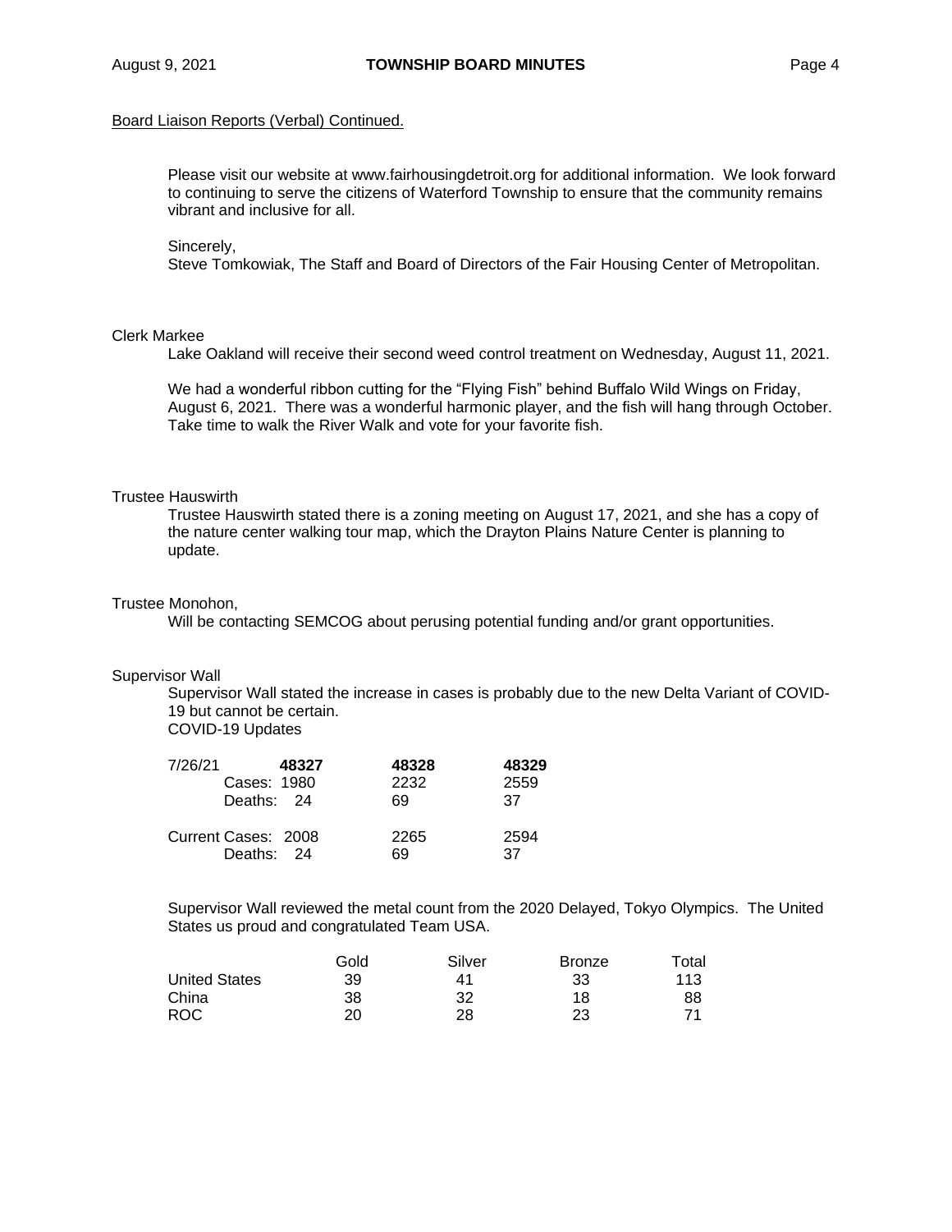Board Liaison Reports (Verbal) Continued.

Please visit our website at www.fairhousingdetroit.org for additional information. We look forward to continuing to serve the citizens of Waterford Township to ensure that the community remains vibrant and inclusive for all.

Sincerely,
Steve Tomkowiak, The Staff and Board of Directors of the Fair Housing Center of Metropolitan.

Clerk Markee

Lake Oakland will receive their second weed control treatment on Wednesday, August 11, 2021.

We had a wonderful ribbon cutting for the "Flying Fish" behind Buffalo Wild Wings on Friday, August 6, 2021. There was a wonderful harmonic player, and the fish will hang through October. Take time to walk the River Walk and vote for your favorite fish.

Trustee Hauswirth

Trustee Hauswirth stated there is a zoning meeting on August 17, 2021, and she has a copy of the nature center walking tour map, which the Drayton Plains Nature Center is planning to update.

Trustee Monohon,

Will be contacting SEMCOG about perusing potential funding and/or grant opportunities.

Supervisor Wall

Supervisor Wall stated the increase in cases is probably due to the new Delta Variant of COVID-19 but cannot be certain.
COVID-19 Updates

| 7/26/21 | **48327** | **48328** | **48329** |
|---|---|---|---|
| Cases: | 1980 | 2232 | 2559 |
| Deaths: | 24 | 69 | 37 |
| Current Cases: | 2008 | 2265 | 2594 |
| Deaths: | 24 | 69 | 37 |

Supervisor Wall reviewed the metal count from the 2020 Delayed, Tokyo Olympics. The United States us proud and congratulated Team USA.

| | Gold | Silver | Bronze | Total |
|---|---|---|---|---|
| United States | 39 | 41 | 33 | 113 |
| China | 38 | 32 | 18 | 88 |
| ROC | 20 | 28 | 23 | 71 |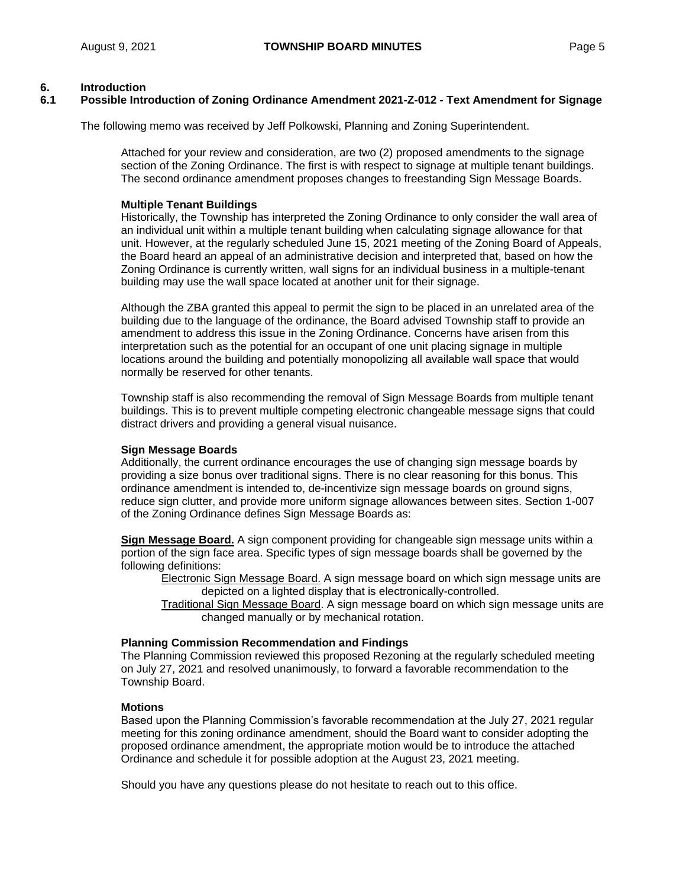## 6. Introduction

### 6.1 Possible Introduction of Zoning Ordinance Amendment 2021-Z-012 - Text Amendment for Signage

The following memo was received by Jeff Polkowski, Planning and Zoning Superintendent.

> Attached for your review and consideration, are two (2) proposed amendments to the signage section of the Zoning Ordinance. The first is with respect to signage at multiple tenant buildings. The second ordinance amendment proposes changes to freestanding Sign Message Boards.
>
> **Multiple Tenant Buildings**
> Historically, the Township has interpreted the Zoning Ordinance to only consider the wall area of an individual unit within a multiple tenant building when calculating signage allowance for that unit. However, at the regularly scheduled June 15, 2021 meeting of the Zoning Board of Appeals, the Board heard an appeal of an administrative decision and interpreted that, based on how the Zoning Ordinance is currently written, wall signs for an individual business in a multiple-tenant building may use the wall space located at another unit for their signage.
>
> Although the ZBA granted this appeal to permit the sign to be placed in an unrelated area of the building due to the language of the ordinance, the Board advised Township staff to provide an amendment to address this issue in the Zoning Ordinance. Concerns have arisen from this interpretation such as the potential for an occupant of one unit placing signage in multiple locations around the building and potentially monopolizing all available wall space that would normally be reserved for other tenants.
>
> Township staff is also recommending the removal of Sign Message Boards from multiple tenant buildings. This is to prevent multiple competing electronic changeable message signs that could distract drivers and providing a general visual nuisance.
>
> **Sign Message Boards**
> Additionally, the current ordinance encourages the use of changing sign message boards by providing a size bonus over traditional signs. There is no clear reasoning for this bonus. This ordinance amendment is intended to, de-incentivize sign message boards on ground signs, reduce sign clutter, and provide more uniform signage allowances between sites. Section 1-007 of the Zoning Ordinance defines Sign Message Boards as:
>
> **Sign Message Board.** A sign component providing for changeable sign message units within a portion of the sign face area. Specific types of sign message boards shall be governed by the following definitions:
>
> Electronic Sign Message Board. A sign message board on which sign message units are depicted on a lighted display that is electronically-controlled.
>
> Traditional Sign Message Board. A sign message board on which sign message units are changed manually or by mechanical rotation.
>
> **Planning Commission Recommendation and Findings**
> The Planning Commission reviewed this proposed Rezoning at the regularly scheduled meeting on July 27, 2021 and resolved unanimously, to forward a favorable recommendation to the Township Board.
>
> **Motions**
> Based upon the Planning Commission's favorable recommendation at the July 27, 2021 regular meeting for this zoning ordinance amendment, should the Board want to consider adopting the proposed ordinance amendment, the appropriate motion would be to introduce the attached Ordinance and schedule it for possible adoption at the August 23, 2021 meeting.
>
> Should you have any questions please do not hesitate to reach out to this office.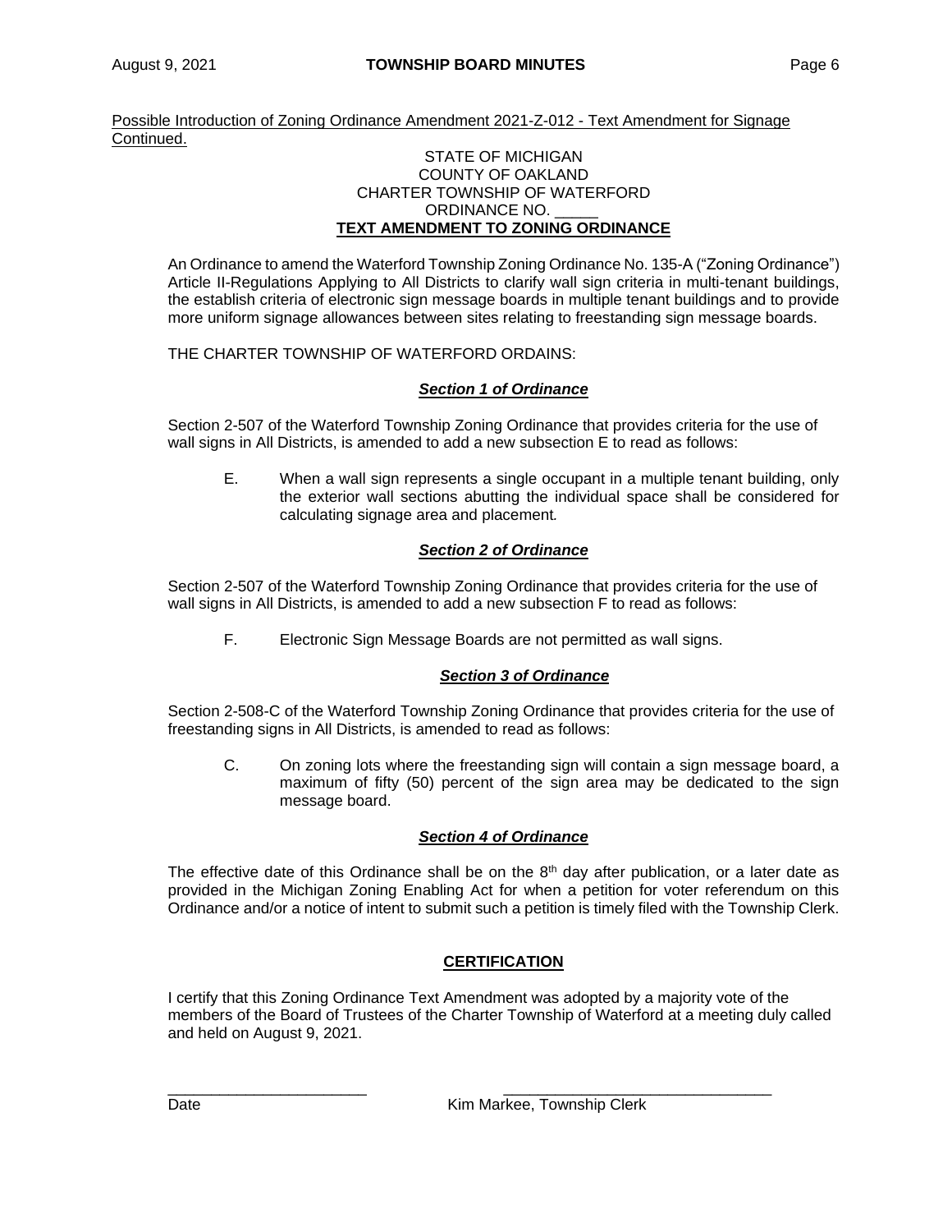Possible Introduction of Zoning Ordinance Amendment 2021-Z-012 - Text Amendment for Signage Continued.

STATE OF MICHIGAN
COUNTY OF OAKLAND
CHARTER TOWNSHIP OF WATERFORD
ORDINANCE NO. _____

**TEXT AMENDMENT TO ZONING ORDINANCE**

An Ordinance to amend the Waterford Township Zoning Ordinance No. 135-A ("Zoning Ordinance") Article II-Regulations Applying to All Districts to clarify wall sign criteria in multi-tenant buildings, the establish criteria of electronic sign message boards in multiple tenant buildings and to provide more uniform signage allowances between sites relating to freestanding sign message boards.

THE CHARTER TOWNSHIP OF WATERFORD ORDAINS:

***Section 1 of Ordinance***

Section 2-507 of the Waterford Township Zoning Ordinance that provides criteria for the use of wall signs in All Districts, is amended to add a new subsection E to read as follows:

E. When a wall sign represents a single occupant in a multiple tenant building, only the exterior wall sections abutting the individual space shall be considered for calculating signage area and placement.

***Section 2 of Ordinance***

Section 2-507 of the Waterford Township Zoning Ordinance that provides criteria for the use of wall signs in All Districts, is amended to add a new subsection F to read as follows:

F. Electronic Sign Message Boards are not permitted as wall signs.

***Section 3 of Ordinance***

Section 2-508-C of the Waterford Township Zoning Ordinance that provides criteria for the use of freestanding signs in All Districts, is amended to read as follows:

C. On zoning lots where the freestanding sign will contain a sign message board, a maximum of fifty (50) percent of the sign area may be dedicated to the sign message board.

***Section 4 of Ordinance***

The effective date of this Ordinance shall be on the 8th day after publication, or a later date as provided in the Michigan Zoning Enabling Act for when a petition for voter referendum on this Ordinance and/or a notice of intent to submit such a petition is timely filed with the Township Clerk.

**CERTIFICATION**

I certify that this Zoning Ordinance Text Amendment was adopted by a majority vote of the members of the Board of Trustees of the Charter Township of Waterford at a meeting duly called and held on August 9, 2021.

_______________________ &nbsp;&nbsp;&nbsp;&nbsp;&nbsp;&nbsp;&nbsp;&nbsp; _______________________________

Date &nbsp;&nbsp;&nbsp;&nbsp;&nbsp;&nbsp;&nbsp;&nbsp;&nbsp;&nbsp;&nbsp;&nbsp;&nbsp;&nbsp;&nbsp;&nbsp;&nbsp;&nbsp;&nbsp;&nbsp; Kim Markee, Township Clerk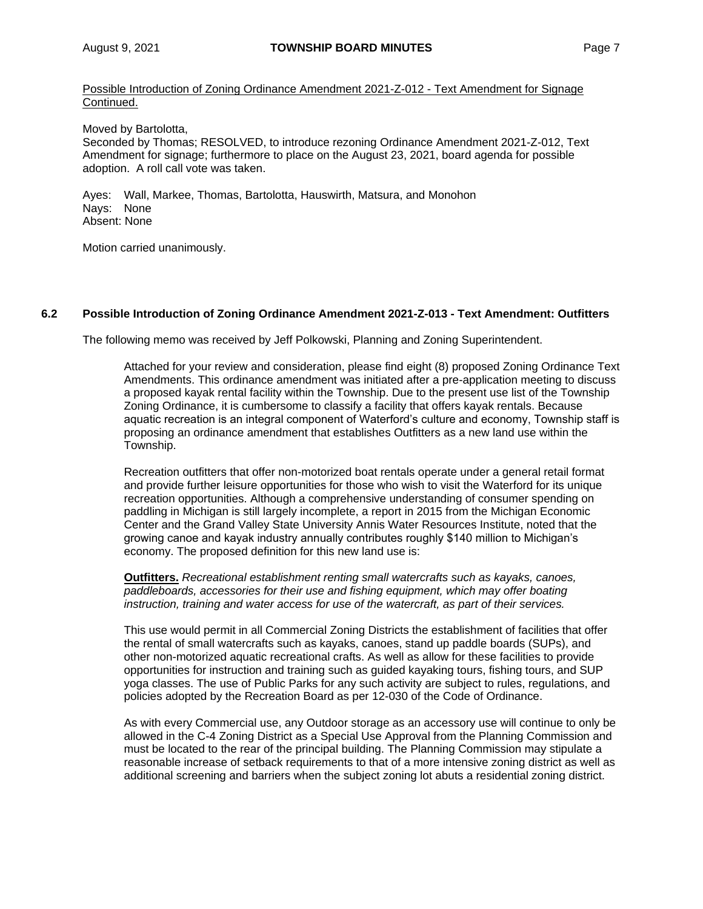<u>Possible Introduction of Zoning Ordinance Amendment 2021-Z-012 - Text Amendment for Signage Continued.</u>

Moved by Bartolotta,
Seconded by Thomas; RESOLVED, to introduce rezoning Ordinance Amendment 2021-Z-012, Text Amendment for signage; furthermore to place on the August 23, 2021, board agenda for possible adoption. A roll call vote was taken.

Ayes: Wall, Markee, Thomas, Bartolotta, Hauswirth, Matsura, and Monohon
Nays: None
Absent: None

Motion carried unanimously.

### 6.2 Possible Introduction of Zoning Ordinance Amendment 2021-Z-013 - Text Amendment: Outfitters

The following memo was received by Jeff Polkowski, Planning and Zoning Superintendent.

> Attached for your review and consideration, please find eight (8) proposed Zoning Ordinance Text Amendments. This ordinance amendment was initiated after a pre-application meeting to discuss a proposed kayak rental facility within the Township. Due to the present use list of the Township Zoning Ordinance, it is cumbersome to classify a facility that offers kayak rentals. Because aquatic recreation is an integral component of Waterford's culture and economy, Township staff is proposing an ordinance amendment that establishes Outfitters as a new land use within the Township.
>
> Recreation outfitters that offer non-motorized boat rentals operate under a general retail format and provide further leisure opportunities for those who wish to visit the Waterford for its unique recreation opportunities. Although a comprehensive understanding of consumer spending on paddling in Michigan is still largely incomplete, a report in 2015 from the Michigan Economic Center and the Grand Valley State University Annis Water Resources Institute, noted that the growing canoe and kayak industry annually contributes roughly $140 million to Michigan's economy. The proposed definition for this new land use is:
>
> **<u>Outfitters.</u>** *Recreational establishment renting small watercrafts such as kayaks, canoes, paddleboards, accessories for their use and fishing equipment, which may offer boating instruction, training and water access for use of the watercraft, as part of their services.*
>
> This use would permit in all Commercial Zoning Districts the establishment of facilities that offer the rental of small watercrafts such as kayaks, canoes, stand up paddle boards (SUPs), and other non-motorized aquatic recreational crafts. As well as allow for these facilities to provide opportunities for instruction and training such as guided kayaking tours, fishing tours, and SUP yoga classes. The use of Public Parks for any such activity are subject to rules, regulations, and policies adopted by the Recreation Board as per 12-030 of the Code of Ordinance.
>
> As with every Commercial use, any Outdoor storage as an accessory use will continue to only be allowed in the C-4 Zoning District as a Special Use Approval from the Planning Commission and must be located to the rear of the principal building. The Planning Commission may stipulate a reasonable increase of setback requirements to that of a more intensive zoning district as well as additional screening and barriers when the subject zoning lot abuts a residential zoning district.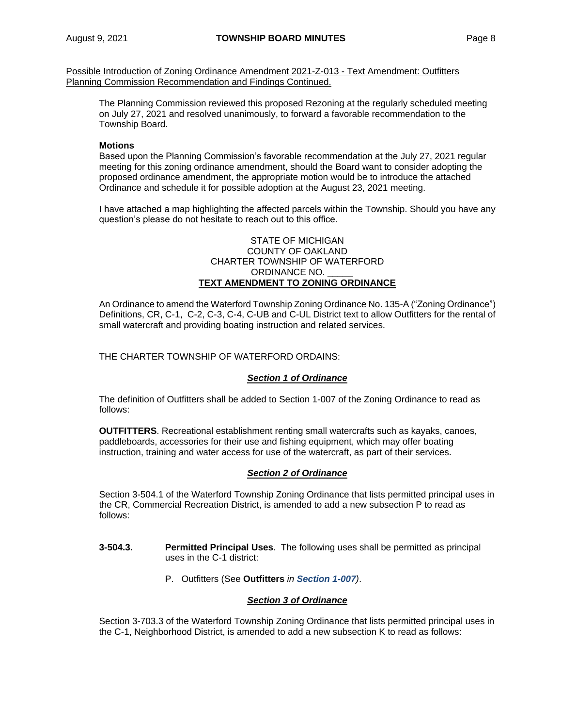Possible Introduction of Zoning Ordinance Amendment 2021-Z-013 - Text Amendment: Outfitters Planning Commission Recommendation and Findings Continued.

The Planning Commission reviewed this proposed Rezoning at the regularly scheduled meeting on July 27, 2021 and resolved unanimously, to forward a favorable recommendation to the Township Board.

**Motions**

Based upon the Planning Commission's favorable recommendation at the July 27, 2021 regular meeting for this zoning ordinance amendment, should the Board want to consider adopting the proposed ordinance amendment, the appropriate motion would be to introduce the attached Ordinance and schedule it for possible adoption at the August 23, 2021 meeting.

I have attached a map highlighting the affected parcels within the Township. Should you have any question's please do not hesitate to reach out to this office.

STATE OF MICHIGAN
COUNTY OF OAKLAND
CHARTER TOWNSHIP OF WATERFORD
ORDINANCE NO. _____

**TEXT AMENDMENT TO ZONING ORDINANCE**

An Ordinance to amend the Waterford Township Zoning Ordinance No. 135-A ("Zoning Ordinance") Definitions, CR, C-1, C-2, C-3, C-4, C-UB and C-UL District text to allow Outfitters for the rental of small watercraft and providing boating instruction and related services.

THE CHARTER TOWNSHIP OF WATERFORD ORDAINS:

***Section 1 of Ordinance***

The definition of Outfitters shall be added to Section 1-007 of the Zoning Ordinance to read as follows:

**OUTFITTERS**. Recreational establishment renting small watercrafts such as kayaks, canoes, paddleboards, accessories for their use and fishing equipment, which may offer boating instruction, training and water access for use of the watercraft, as part of their services.

***Section 2 of Ordinance***

Section 3-504.1 of the Waterford Township Zoning Ordinance that lists permitted principal uses in the CR, Commercial Recreation District, is amended to add a new subsection P to read as follows:

**3-504.3.** **Permitted Principal Uses**. The following uses shall be permitted as principal uses in the C-1 district:

P. Outfitters (See **Outfitters** *in* ***Section 1-007****)*.

***Section 3 of Ordinance***

Section 3-703.3 of the Waterford Township Zoning Ordinance that lists permitted principal uses in the C-1, Neighborhood District, is amended to add a new subsection K to read as follows: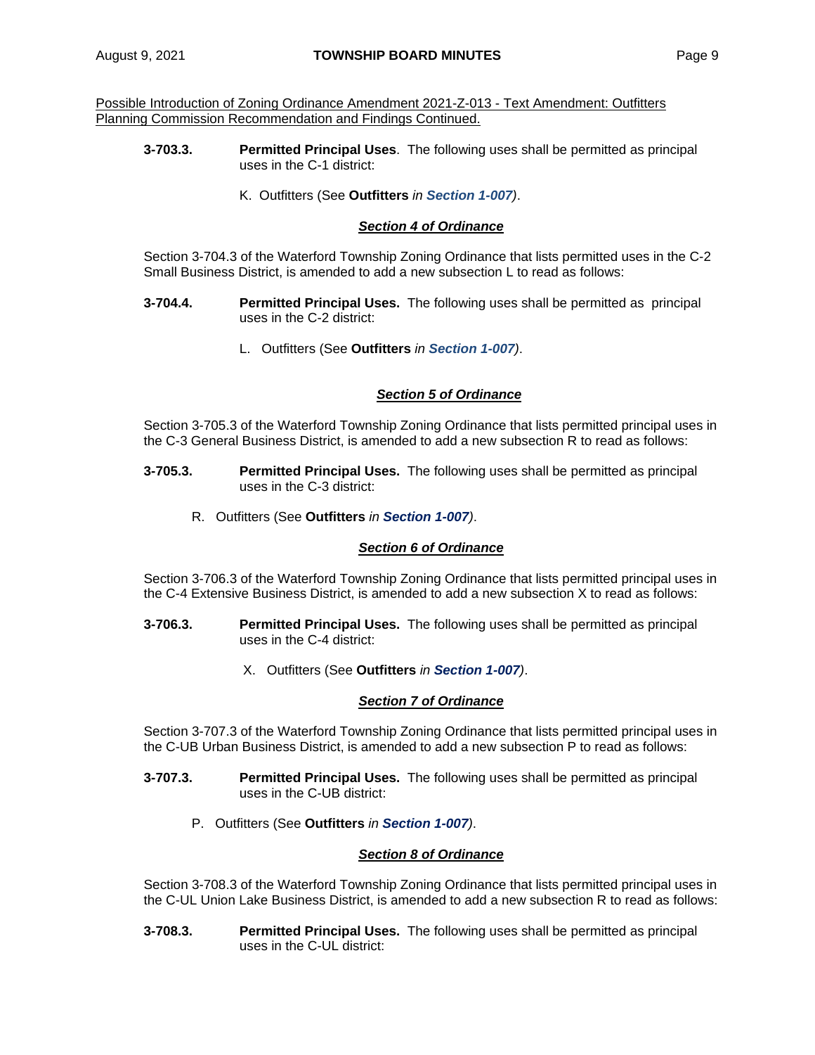Possible Introduction of Zoning Ordinance Amendment 2021-Z-013 - Text Amendment: Outfitters Planning Commission Recommendation and Findings Continued.

**3-703.3.** **Permitted Principal Uses**. The following uses shall be permitted as principal uses in the C-1 district:

K. Outfitters (See **Outfitters** *in* ***Section 1-007****)*.

***Section 4 of Ordinance***

Section 3-704.3 of the Waterford Township Zoning Ordinance that lists permitted uses in the C-2 Small Business District, is amended to add a new subsection L to read as follows:

**3-704.4.** **Permitted Principal Uses.** The following uses shall be permitted as principal uses in the C-2 district:

L. Outfitters (See **Outfitters** *in* ***Section 1-007****)*.

***Section 5 of Ordinance***

Section 3-705.3 of the Waterford Township Zoning Ordinance that lists permitted principal uses in the C-3 General Business District, is amended to add a new subsection R to read as follows:

**3-705.3.** **Permitted Principal Uses.** The following uses shall be permitted as principal uses in the C-3 district:

R. Outfitters (See **Outfitters** *in* ***Section 1-007****)*.

***Section 6 of Ordinance***

Section 3-706.3 of the Waterford Township Zoning Ordinance that lists permitted principal uses in the C-4 Extensive Business District, is amended to add a new subsection X to read as follows:

**3-706.3.** **Permitted Principal Uses.** The following uses shall be permitted as principal uses in the C-4 district:

X. Outfitters (See **Outfitters** *in* ***Section 1-007****)*.

***Section 7 of Ordinance***

Section 3-707.3 of the Waterford Township Zoning Ordinance that lists permitted principal uses in the C-UB Urban Business District, is amended to add a new subsection P to read as follows:

**3-707.3.** **Permitted Principal Uses.** The following uses shall be permitted as principal uses in the C-UB district:

P. Outfitters (See **Outfitters** *in* ***Section 1-007****)*.

***Section 8 of Ordinance***

Section 3-708.3 of the Waterford Township Zoning Ordinance that lists permitted principal uses in the C-UL Union Lake Business District, is amended to add a new subsection R to read as follows:

**3-708.3.** **Permitted Principal Uses.** The following uses shall be permitted as principal uses in the C-UL district: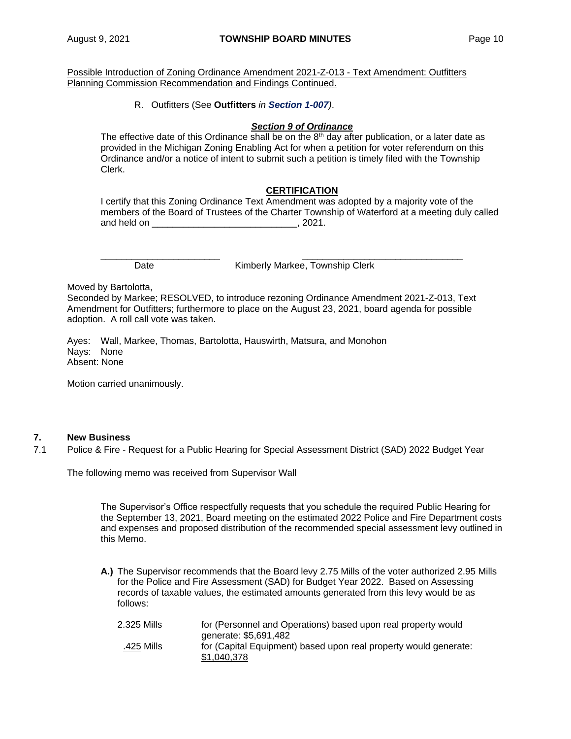Possible Introduction of Zoning Ordinance Amendment 2021-Z-013 - Text Amendment: Outfitters Planning Commission Recommendation and Findings Continued.

R. Outfitters (See **Outfitters** *in* ***Section 1-007***).

***Section 9 of Ordinance***

The effective date of this Ordinance shall be on the 8th day after publication, or a later date as provided in the Michigan Zoning Enabling Act for when a petition for voter referendum on this Ordinance and/or a notice of intent to submit such a petition is timely filed with the Township Clerk.

**CERTIFICATION**

I certify that this Zoning Ordinance Text Amendment was adopted by a majority vote of the members of the Board of Trustees of the Charter Township of Waterford at a meeting duly called and held on ____________________________, 2021.

_______________________ _______________________________
Date Kimberly Markee, Township Clerk

Moved by Bartolotta,
Seconded by Markee; RESOLVED, to introduce rezoning Ordinance Amendment 2021-Z-013, Text Amendment for Outfitters; furthermore to place on the August 23, 2021, board agenda for possible adoption. A roll call vote was taken.

Ayes: Wall, Markee, Thomas, Bartolotta, Hauswirth, Matsura, and Monohon
Nays: None
Absent: None

Motion carried unanimously.

## 7. New Business

7.1 Police & Fire - Request for a Public Hearing for Special Assessment District (SAD) 2022 Budget Year

The following memo was received from Supervisor Wall

The Supervisor's Office respectfully requests that you schedule the required Public Hearing for the September 13, 2021, Board meeting on the estimated 2022 Police and Fire Department costs and expenses and proposed distribution of the recommended special assessment levy outlined in this Memo.

**A.)** The Supervisor recommends that the Board levy 2.75 Mills of the voter authorized 2.95 Mills for the Police and Fire Assessment (SAD) for Budget Year 2022. Based on Assessing records of taxable values, the estimated amounts generated from this levy would be as follows:

| | |
|---|---|
| 2.325 Mills | for (Personnel and Operations) based upon real property would generate: $5,691,482 |
| .425 Mills | for (Capital Equipment) based upon real property would generate: $1,040,378 |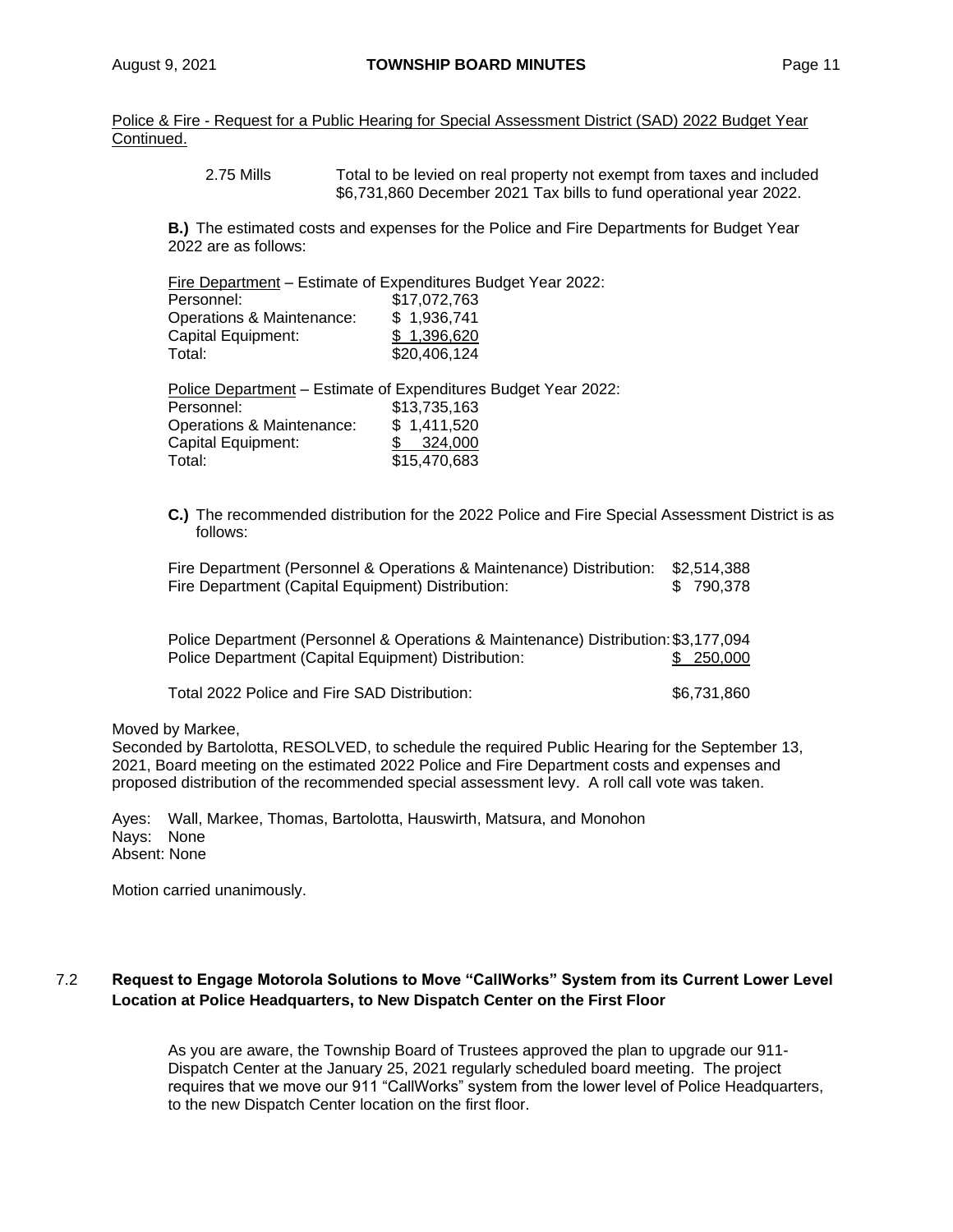Police & Fire - Request for a Public Hearing for Special Assessment District (SAD) 2022 Budget Year Continued.

| | |
|---|---|
| 2.75 Mills | Total to be levied on real property not exempt from taxes and included $6,731,860 December 2021 Tax bills to fund operational year 2022. |

**B.)** The estimated costs and expenses for the Police and Fire Departments for Budget Year 2022 are as follows:

Fire Department – Estimate of Expenditures Budget Year 2022:

| | |
|---|---|
| Personnel: | $17,072,763 |
| Operations & Maintenance: | $ 1,936,741 |
| Capital Equipment: | $ 1,396,620 |
| Total: | $20,406,124 |

Police Department – Estimate of Expenditures Budget Year 2022:

| | |
|---|---|
| Personnel: | $13,735,163 |
| Operations & Maintenance: | $ 1,411,520 |
| Capital Equipment: | $ 324,000 |
| Total: | $15,470,683 |

**C.)** The recommended distribution for the 2022 Police and Fire Special Assessment District is as follows:

| | |
|---|---|
| Fire Department (Personnel & Operations & Maintenance) Distribution: | $2,514,388 |
| Fire Department (Capital Equipment) Distribution: | $ 790,378 |
| Police Department (Personnel & Operations & Maintenance) Distribution: | $3,177,094 |
| Police Department (Capital Equipment) Distribution: | $ 250,000 |
| Total 2022 Police and Fire SAD Distribution: | $6,731,860 |

Moved by Markee,
Seconded by Bartolotta, RESOLVED, to schedule the required Public Hearing for the September 13, 2021, Board meeting on the estimated 2022 Police and Fire Department costs and expenses and proposed distribution of the recommended special assessment levy. A roll call vote was taken.

Ayes: Wall, Markee, Thomas, Bartolotta, Hauswirth, Matsura, and Monohon
Nays: None
Absent: None

Motion carried unanimously.

### 7.2 Request to Engage Motorola Solutions to Move "CallWorks" System from its Current Lower Level Location at Police Headquarters, to New Dispatch Center on the First Floor

As you are aware, the Township Board of Trustees approved the plan to upgrade our 911-Dispatch Center at the January 25, 2021 regularly scheduled board meeting. The project requires that we move our 911 "CallWorks" system from the lower level of Police Headquarters, to the new Dispatch Center location on the first floor.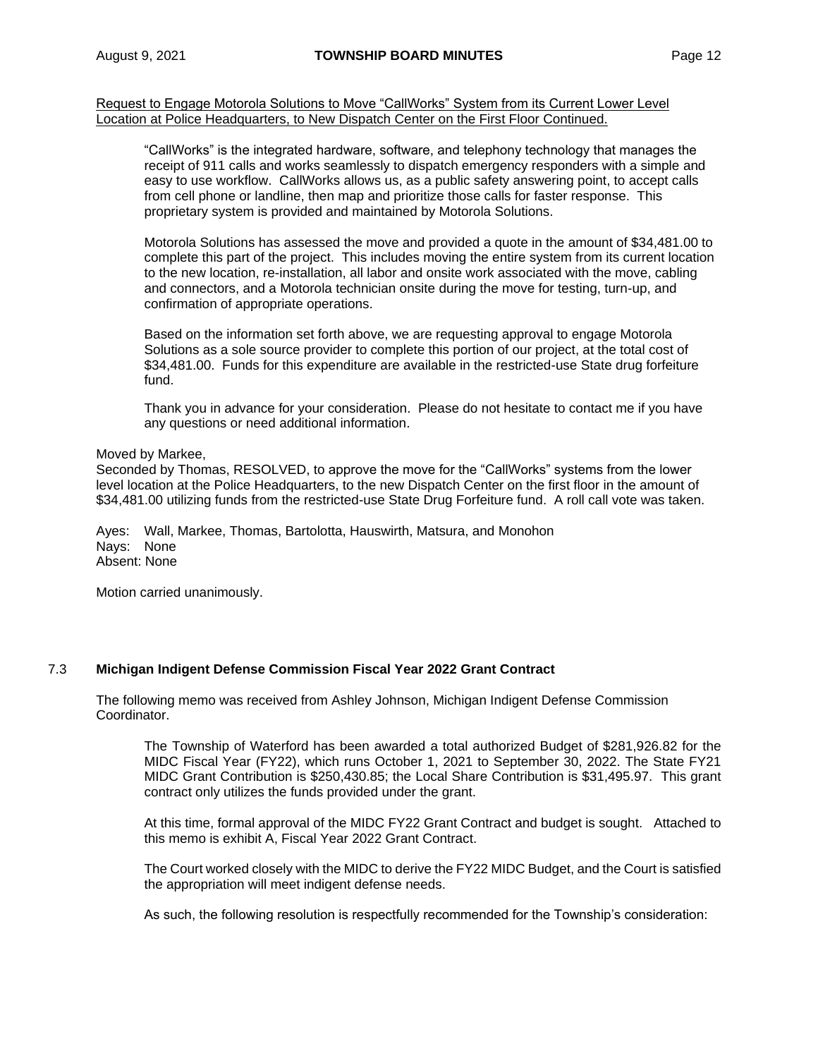Request to Engage Motorola Solutions to Move "CallWorks" System from its Current Lower Level Location at Police Headquarters, to New Dispatch Center on the First Floor Continued.

> "CallWorks" is the integrated hardware, software, and telephony technology that manages the receipt of 911 calls and works seamlessly to dispatch emergency responders with a simple and easy to use workflow. CallWorks allows us, as a public safety answering point, to accept calls from cell phone or landline, then map and prioritize those calls for faster response. This proprietary system is provided and maintained by Motorola Solutions.
>
> Motorola Solutions has assessed the move and provided a quote in the amount of $34,481.00 to complete this part of the project. This includes moving the entire system from its current location to the new location, re-installation, all labor and onsite work associated with the move, cabling and connectors, and a Motorola technician onsite during the move for testing, turn-up, and confirmation of appropriate operations.
>
> Based on the information set forth above, we are requesting approval to engage Motorola Solutions as a sole source provider to complete this portion of our project, at the total cost of $34,481.00. Funds for this expenditure are available in the restricted-use State drug forfeiture fund.
>
> Thank you in advance for your consideration. Please do not hesitate to contact me if you have any questions or need additional information.

Moved by Markee,
Seconded by Thomas, RESOLVED, to approve the move for the "CallWorks" systems from the lower level location at the Police Headquarters, to the new Dispatch Center on the first floor in the amount of $34,481.00 utilizing funds from the restricted-use State Drug Forfeiture fund. A roll call vote was taken.

Ayes: Wall, Markee, Thomas, Bartolotta, Hauswirth, Matsura, and Monohon
Nays: None
Absent: None

Motion carried unanimously.

## 7.3 Michigan Indigent Defense Commission Fiscal Year 2022 Grant Contract

The following memo was received from Ashley Johnson, Michigan Indigent Defense Commission Coordinator.

> The Township of Waterford has been awarded a total authorized Budget of $281,926.82 for the MIDC Fiscal Year (FY22), which runs October 1, 2021 to September 30, 2022. The State FY21 MIDC Grant Contribution is $250,430.85; the Local Share Contribution is $31,495.97. This grant contract only utilizes the funds provided under the grant.
>
> At this time, formal approval of the MIDC FY22 Grant Contract and budget is sought. Attached to this memo is exhibit A, Fiscal Year 2022 Grant Contract.
>
> The Court worked closely with the MIDC to derive the FY22 MIDC Budget, and the Court is satisfied the appropriation will meet indigent defense needs.
>
> As such, the following resolution is respectfully recommended for the Township's consideration: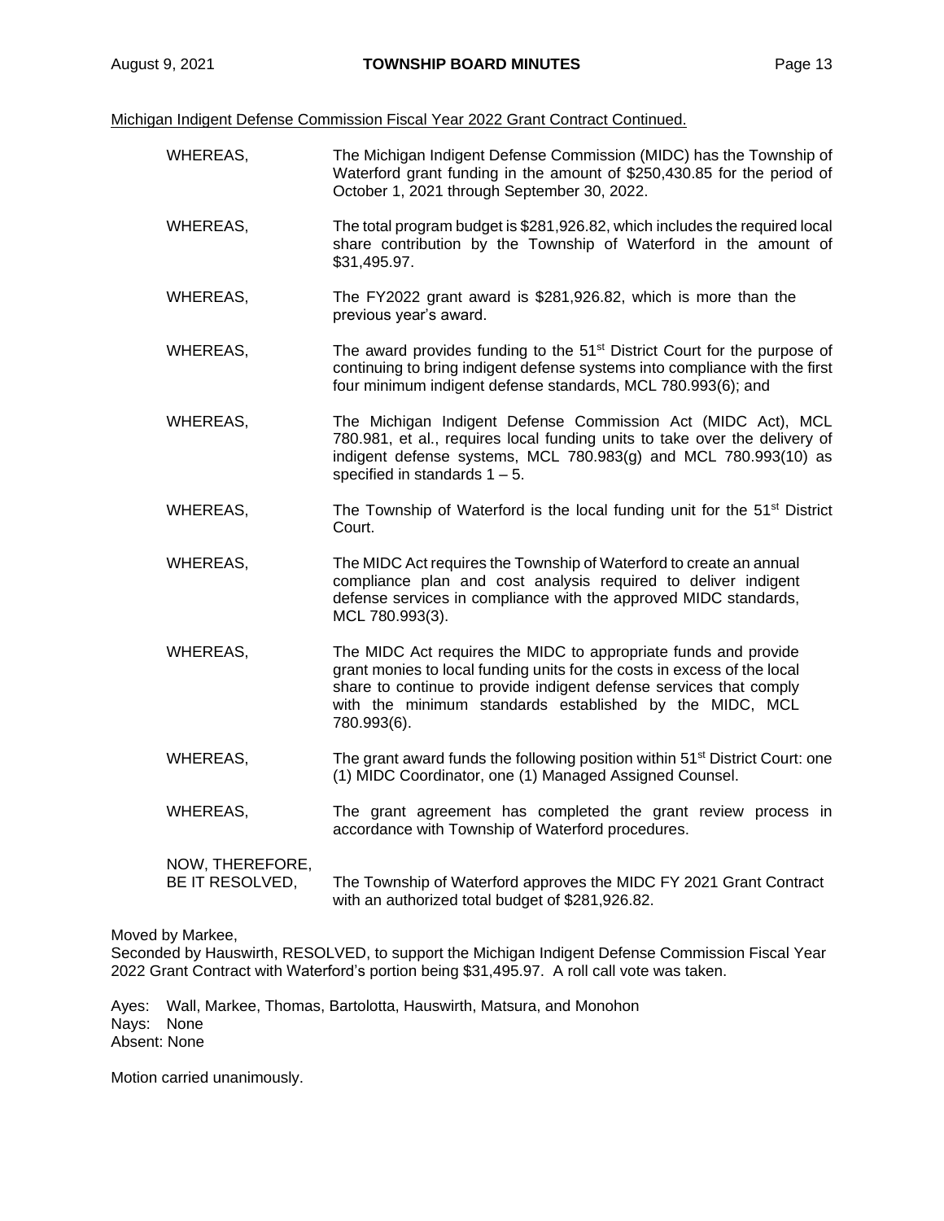Michigan Indigent Defense Commission Fiscal Year 2022 Grant Contract Continued.

WHEREAS, The Michigan Indigent Defense Commission (MIDC) has the Township of Waterford grant funding in the amount of $250,430.85 for the period of October 1, 2021 through September 30, 2022.

WHEREAS, The total program budget is $281,926.82, which includes the required local share contribution by the Township of Waterford in the amount of $31,495.97.

WHEREAS, The FY2022 grant award is $281,926.82, which is more than the previous year's award.

WHEREAS, The award provides funding to the 51st District Court for the purpose of continuing to bring indigent defense systems into compliance with the first four minimum indigent defense standards, MCL 780.993(6); and

WHEREAS, The Michigan Indigent Defense Commission Act (MIDC Act), MCL 780.981, et al., requires local funding units to take over the delivery of indigent defense systems, MCL 780.983(g) and MCL 780.993(10) as specified in standards 1 – 5.

WHEREAS, The Township of Waterford is the local funding unit for the 51st District Court.

WHEREAS, The MIDC Act requires the Township of Waterford to create an annual compliance plan and cost analysis required to deliver indigent defense services in compliance with the approved MIDC standards, MCL 780.993(3).

WHEREAS, The MIDC Act requires the MIDC to appropriate funds and provide grant monies to local funding units for the costs in excess of the local share to continue to provide indigent defense services that comply with the minimum standards established by the MIDC, MCL 780.993(6).

WHEREAS, The grant award funds the following position within 51st District Court: one (1) MIDC Coordinator, one (1) Managed Assigned Counsel.

WHEREAS, The grant agreement has completed the grant review process in accordance with Township of Waterford procedures.

NOW, THEREFORE,
BE IT RESOLVED, The Township of Waterford approves the MIDC FY 2021 Grant Contract with an authorized total budget of $281,926.82.

Moved by Markee,
Seconded by Hauswirth, RESOLVED, to support the Michigan Indigent Defense Commission Fiscal Year 2022 Grant Contract with Waterford's portion being $31,495.97. A roll call vote was taken.

Ayes: Wall, Markee, Thomas, Bartolotta, Hauswirth, Matsura, and Monohon
Nays: None
Absent: None

Motion carried unanimously.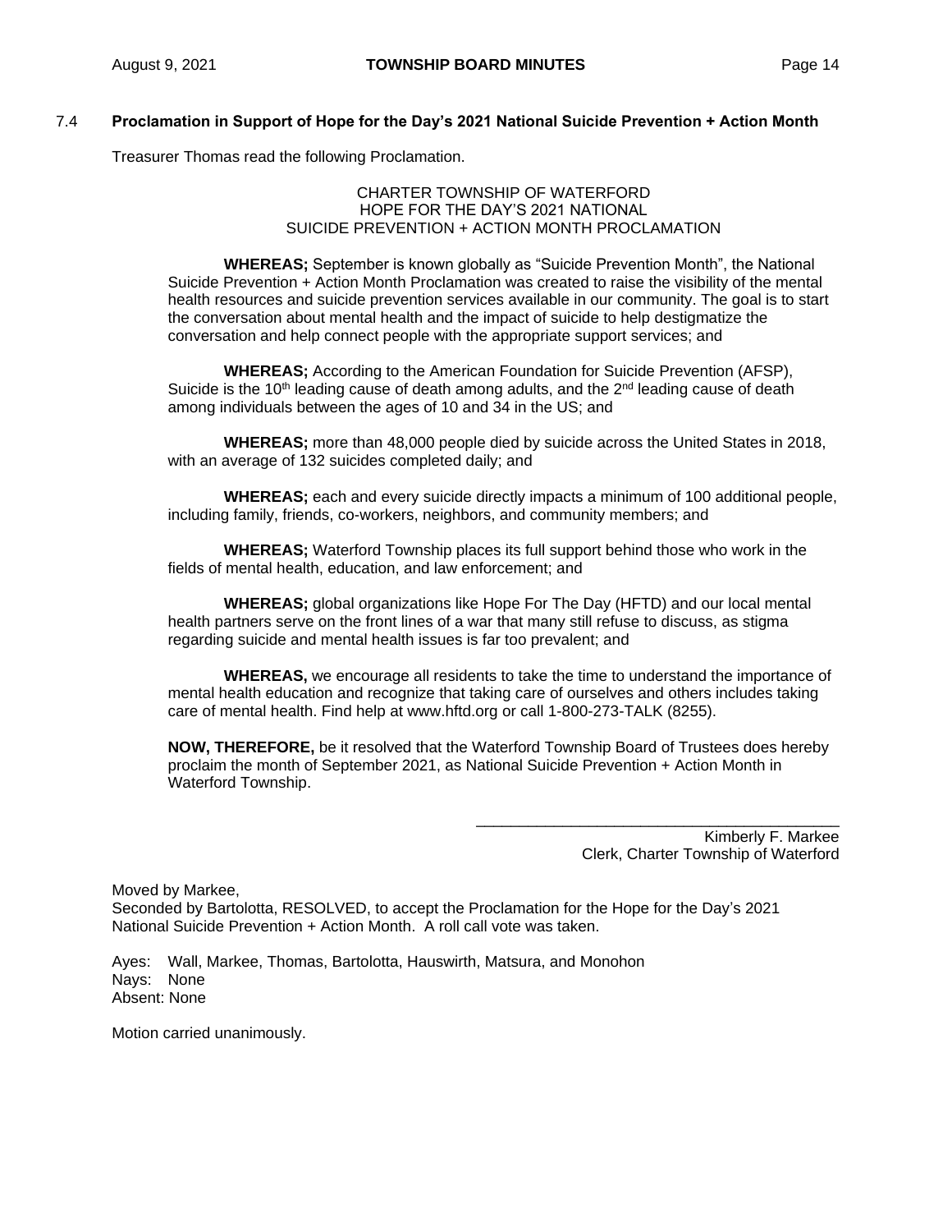### 7.4 **Proclamation in Support of Hope for the Day's 2021 National Suicide Prevention + Action Month**

Treasurer Thomas read the following Proclamation.

CHARTER TOWNSHIP OF WATERFORD
HOPE FOR THE DAY'S 2021 NATIONAL
SUICIDE PREVENTION + ACTION MONTH PROCLAMATION

**WHEREAS;** September is known globally as "Suicide Prevention Month", the National Suicide Prevention + Action Month Proclamation was created to raise the visibility of the mental health resources and suicide prevention services available in our community. The goal is to start the conversation about mental health and the impact of suicide to help destigmatize the conversation and help connect people with the appropriate support services; and

**WHEREAS;** According to the American Foundation for Suicide Prevention (AFSP), Suicide is the 10th leading cause of death among adults, and the 2nd leading cause of death among individuals between the ages of 10 and 34 in the US; and

**WHEREAS;** more than 48,000 people died by suicide across the United States in 2018, with an average of 132 suicides completed daily; and

**WHEREAS;** each and every suicide directly impacts a minimum of 100 additional people, including family, friends, co-workers, neighbors, and community members; and

**WHEREAS;** Waterford Township places its full support behind those who work in the fields of mental health, education, and law enforcement; and

**WHEREAS;** global organizations like Hope For The Day (HFTD) and our local mental health partners serve on the front lines of a war that many still refuse to discuss, as stigma regarding suicide and mental health issues is far too prevalent; and

**WHEREAS,** we encourage all residents to take the time to understand the importance of mental health education and recognize that taking care of ourselves and others includes taking care of mental health. Find help at www.hftd.org or call 1-800-273-TALK (8255).

**NOW, THEREFORE,** be it resolved that the Waterford Township Board of Trustees does hereby proclaim the month of September 2021, as National Suicide Prevention + Action Month in Waterford Township.

\_\_\_\_\_\_\_\_\_\_\_\_\_\_\_\_\_\_\_\_\_\_\_\_\_\_\_\_\_\_\_\_\_\_\_\_\_\_\_\_\_\_\_\_
Kimberly F. Markee
Clerk, Charter Township of Waterford

Moved by Markee,
Seconded by Bartolotta, RESOLVED, to accept the Proclamation for the Hope for the Day's 2021 National Suicide Prevention + Action Month. A roll call vote was taken.

Ayes: Wall, Markee, Thomas, Bartolotta, Hauswirth, Matsura, and Monohon
Nays: None
Absent: None

Motion carried unanimously.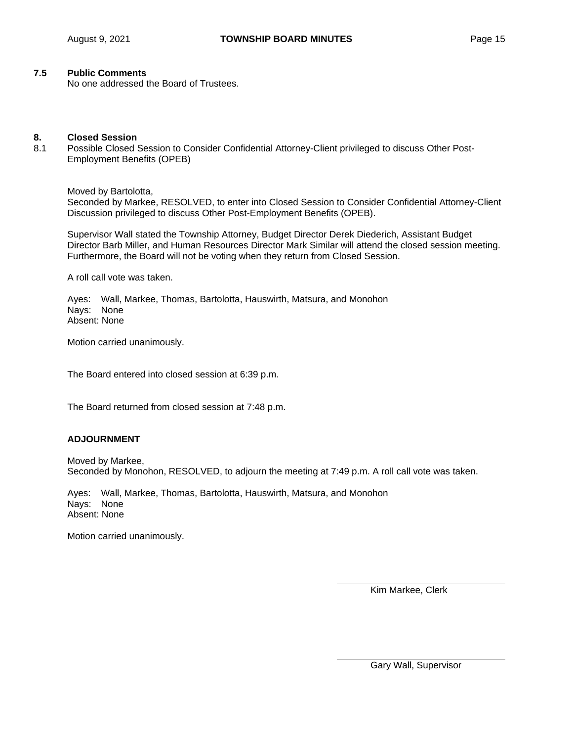### 7.5 Public Comments

No one addressed the Board of Trustees.

## 8. Closed Session

8.1 Possible Closed Session to Consider Confidential Attorney-Client privileged to discuss Other Post-Employment Benefits (OPEB)

Moved by Bartolotta,
Seconded by Markee, RESOLVED, to enter into Closed Session to Consider Confidential Attorney-Client Discussion privileged to discuss Other Post-Employment Benefits (OPEB).

Supervisor Wall stated the Township Attorney, Budget Director Derek Diederich, Assistant Budget Director Barb Miller, and Human Resources Director Mark Similar will attend the closed session meeting. Furthermore, the Board will not be voting when they return from Closed Session.

A roll call vote was taken.

Ayes: Wall, Markee, Thomas, Bartolotta, Hauswirth, Matsura, and Monohon
Nays: None
Absent: None

Motion carried unanimously.

The Board entered into closed session at 6:39 p.m.

The Board returned from closed session at 7:48 p.m.

**ADJOURNMENT**

Moved by Markee,
Seconded by Monohon, RESOLVED, to adjourn the meeting at 7:49 p.m. A roll call vote was taken.

Ayes: Wall, Markee, Thomas, Bartolotta, Hauswirth, Matsura, and Monohon
Nays: None
Absent: None

Motion carried unanimously.

\_\_\_\_\_\_\_\_\_\_\_\_\_\_\_\_\_\_\_\_\_\_\_\_\_\_\_\_
Kim Markee, Clerk

\_\_\_\_\_\_\_\_\_\_\_\_\_\_\_\_\_\_\_\_\_\_\_\_\_\_\_\_
Gary Wall, Supervisor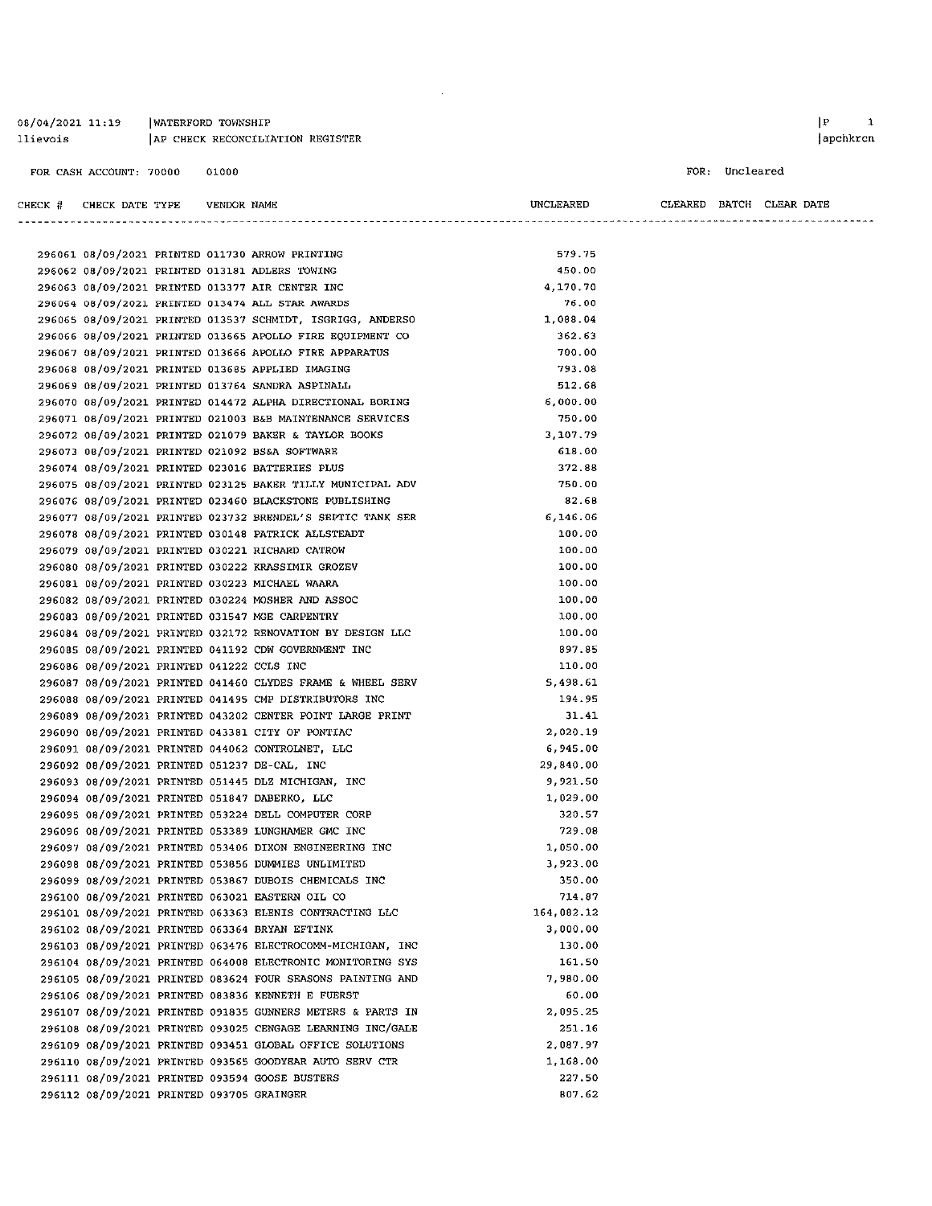08/04/2021 11:19 | WATERFORD TOWNSHIP
llievois | AP CHECK RECONCILIATION REGISTER

FOR CASH ACCOUNT: 70000 01000

FOR: Uncleared

| CHECK # | CHECK DATE | TYPE | VENDOR | NAME | UNCLEARED | CLEARED | BATCH | CLEAR DATE |
|---|---|---|---|---|---|---|---|---|
| 296061 | 08/09/2021 | PRINTED | 011730 | ARROW PRINTING | 579.75 | | | |
| 296062 | 08/09/2021 | PRINTED | 013181 | ADLERS TOWING | 450.00 | | | |
| 296063 | 08/09/2021 | PRINTED | 013377 | AIR CENTER INC | 4,170.70 | | | |
| 296064 | 08/09/2021 | PRINTED | 013474 | ALL STAR AWARDS | 76.00 | | | |
| 296065 | 08/09/2021 | PRINTED | 013537 | SCHMIDT, ISGRIGG, ANDERSO | 1,088.04 | | | |
| 296066 | 08/09/2021 | PRINTED | 013665 | APOLLO FIRE EQUIPMENT CO | 362.63 | | | |
| 296067 | 08/09/2021 | PRINTED | 013666 | APOLLO FIRE APPARATUS | 700.00 | | | |
| 296068 | 08/09/2021 | PRINTED | 013685 | APPLIED IMAGING | 793.08 | | | |
| 296069 | 08/09/2021 | PRINTED | 013764 | SANDRA ASPINALL | 512.68 | | | |
| 296070 | 08/09/2021 | PRINTED | 014472 | ALPHA DIRECTIONAL BORING | 6,000.00 | | | |
| 296071 | 08/09/2021 | PRINTED | 021003 | B&B MAINTENANCE SERVICES | 750.00 | | | |
| 296072 | 08/09/2021 | PRINTED | 021079 | BAKER & TAYLOR BOOKS | 3,107.79 | | | |
| 296073 | 08/09/2021 | PRINTED | 021092 | BS&A SOFTWARE | 618.00 | | | |
| 296074 | 08/09/2021 | PRINTED | 023016 | BATTERIES PLUS | 372.88 | | | |
| 296075 | 08/09/2021 | PRINTED | 023125 | BAKER TILLY MUNICIPAL ADV | 750.00 | | | |
| 296076 | 08/09/2021 | PRINTED | 023460 | BLACKSTONE PUBLISHING | 82.68 | | | |
| 296077 | 08/09/2021 | PRINTED | 023732 | BRENDEL'S SEPTIC TANK SER | 6,146.06 | | | |
| 296078 | 08/09/2021 | PRINTED | 030148 | PATRICK ALLSTEADT | 100.00 | | | |
| 296079 | 08/09/2021 | PRINTED | 030221 | RICHARD CATROW | 100.00 | | | |
| 296080 | 08/09/2021 | PRINTED | 030222 | KRASSIMIR GROZEV | 100.00 | | | |
| 296081 | 08/09/2021 | PRINTED | 030223 | MICHAEL WAARA | 100.00 | | | |
| 296082 | 08/09/2021 | PRINTED | 030224 | MOSHER AND ASSOC | 100.00 | | | |
| 296083 | 08/09/2021 | PRINTED | 031547 | MGE CARPENTRY | 100.00 | | | |
| 296084 | 08/09/2021 | PRINTED | 032172 | RENOVATION BY DESIGN LLC | 100.00 | | | |
| 296085 | 08/09/2021 | PRINTED | 041192 | CDW GOVERNMENT INC | 897.85 | | | |
| 296086 | 08/09/2021 | PRINTED | 041222 | CCLS INC | 110.00 | | | |
| 296087 | 08/09/2021 | PRINTED | 041460 | CLYDES FRAME & WHEEL SERV | 5,498.61 | | | |
| 296088 | 08/09/2021 | PRINTED | 041495 | CMP DISTRIBUTORS INC | 194.95 | | | |
| 296089 | 08/09/2021 | PRINTED | 043202 | CENTER POINT LARGE PRINT | 31.41 | | | |
| 296090 | 08/09/2021 | PRINTED | 043381 | CITY OF PONTIAC | 2,020.19 | | | |
| 296091 | 08/09/2021 | PRINTED | 044062 | CONTROLNET, LLC | 6,945.00 | | | |
| 296092 | 08/09/2021 | PRINTED | 051237 | DE-CAL, INC | 29,840.00 | | | |
| 296093 | 08/09/2021 | PRINTED | 051445 | DLZ MICHIGAN, INC | 9,921.50 | | | |
| 296094 | 08/09/2021 | PRINTED | 051847 | DABERKO, LLC | 1,029.00 | | | |
| 296095 | 08/09/2021 | PRINTED | 053224 | DELL COMPUTER CORP | 320.57 | | | |
| 296096 | 08/09/2021 | PRINTED | 053389 | LUNGHAMER GMC INC | 729.08 | | | |
| 296097 | 08/09/2021 | PRINTED | 053406 | DIXON ENGINEERING INC | 1,050.00 | | | |
| 296098 | 08/09/2021 | PRINTED | 053856 | DUMMIES UNLIMITED | 3,923.00 | | | |
| 296099 | 08/09/2021 | PRINTED | 053867 | DUBOIS CHEMICALS INC | 350.00 | | | |
| 296100 | 08/09/2021 | PRINTED | 063021 | EASTERN OIL CO | 714.87 | | | |
| 296101 | 08/09/2021 | PRINTED | 063363 | ELENIS CONTRACTING LLC | 164,082.12 | | | |
| 296102 | 08/09/2021 | PRINTED | 063364 | BRYAN EFTINK | 3,000.00 | | | |
| 296103 | 08/09/2021 | PRINTED | 063476 | ELECTROCOMM-MICHIGAN, INC | 130.00 | | | |
| 296104 | 08/09/2021 | PRINTED | 064008 | ELECTRONIC MONITORING SYS | 161.50 | | | |
| 296105 | 08/09/2021 | PRINTED | 083624 | FOUR SEASONS PAINTING AND | 7,980.00 | | | |
| 296106 | 08/09/2021 | PRINTED | 083836 | KENNETH E FUERST | 60.00 | | | |
| 296107 | 08/09/2021 | PRINTED | 091835 | GUNNERS METERS & PARTS IN | 2,095.25 | | | |
| 296108 | 08/09/2021 | PRINTED | 093025 | CENGAGE LEARNING INC/GALE | 251.16 | | | |
| 296109 | 08/09/2021 | PRINTED | 093451 | GLOBAL OFFICE SOLUTIONS | 2,087.97 | | | |
| 296110 | 08/09/2021 | PRINTED | 093565 | GOODYEAR AUTO SERV CTR | 1,168.00 | | | |
| 296111 | 08/09/2021 | PRINTED | 093594 | GOOSE BUSTERS | 227.50 | | | |
| 296112 | 08/09/2021 | PRINTED | 093705 | GRAINGER | 807.62 | | | |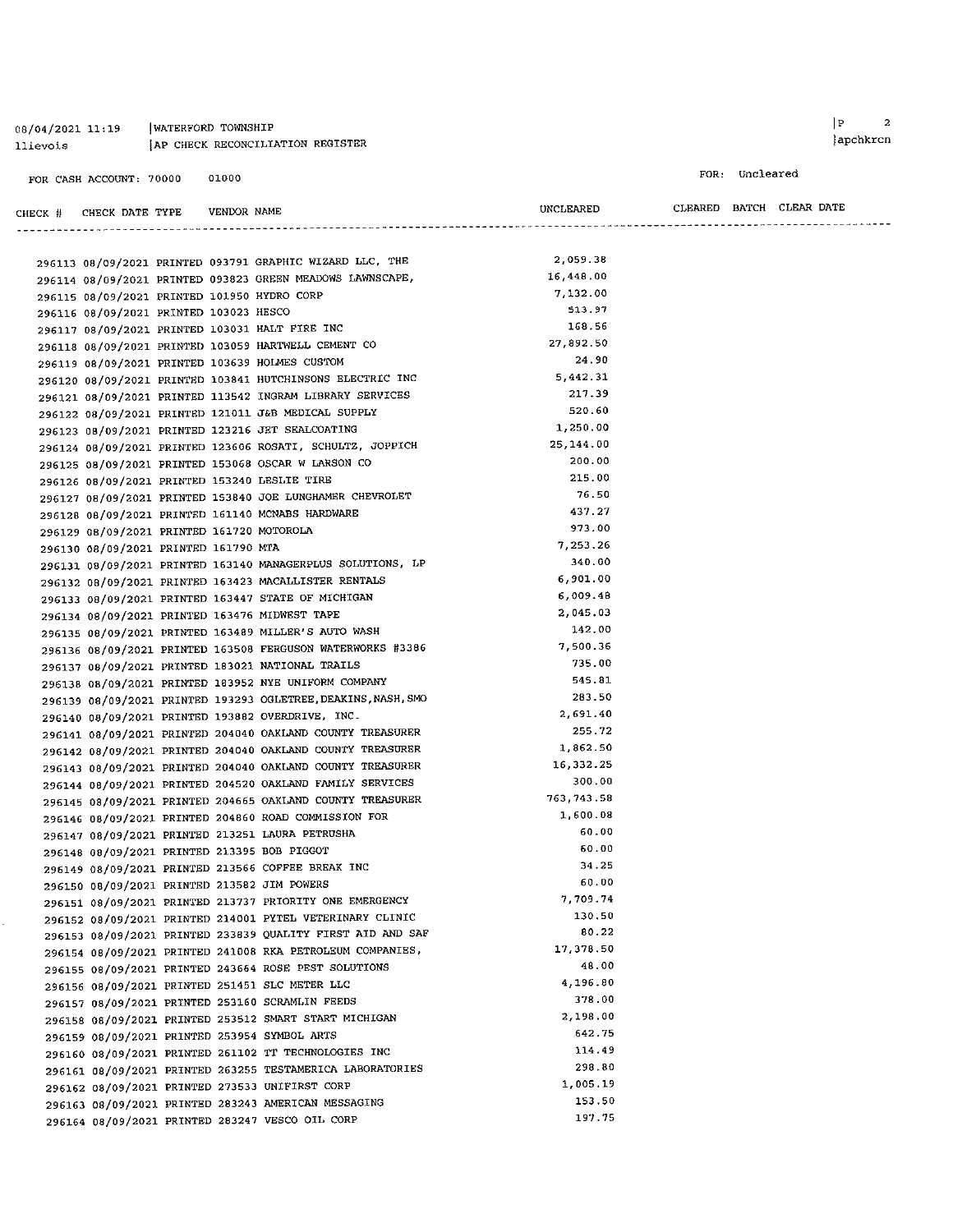08/04/2021 11:19 | WATERFORD TOWNSHIP
llievois | AP CHECK RECONCILIATION REGISTER

FOR CASH ACCOUNT: 70000 01000

FOR: Uncleared

| CHECK # | CHECK DATE | TYPE | VENDOR | NAME | UNCLEARED | CLEARED | BATCH | CLEAR DATE |
|---|---|---|---|---|---|---|---|---|
| 296113 | 08/09/2021 | PRINTED | 093791 | GRAPHIC WIZARD LLC, THE | 2,059.38 | | | |
| 296114 | 08/09/2021 | PRINTED | 093823 | GREEN MEADOWS LAWNSCAPE, | 16,448.00 | | | |
| 296115 | 08/09/2021 | PRINTED | 101950 | HYDRO CORP | 7,132.00 | | | |
| 296116 | 08/09/2021 | PRINTED | 103023 | HESCO | 513.97 | | | |
| 296117 | 08/09/2021 | PRINTED | 103031 | HALT FIRE INC | 168.56 | | | |
| 296118 | 08/09/2021 | PRINTED | 103059 | HARTWELL CEMENT CO | 27,892.50 | | | |
| 296119 | 08/09/2021 | PRINTED | 103639 | HOLMES CUSTOM | 24.90 | | | |
| 296120 | 08/09/2021 | PRINTED | 103841 | HUTCHINSONS ELECTRIC INC | 5,442.31 | | | |
| 296121 | 08/09/2021 | PRINTED | 113542 | INGRAM LIBRARY SERVICES | 217.39 | | | |
| 296122 | 08/09/2021 | PRINTED | 121011 | J&B MEDICAL SUPPLY | 520.60 | | | |
| 296123 | 08/09/2021 | PRINTED | 123216 | JET SEALCOATING | 1,250.00 | | | |
| 296124 | 08/09/2021 | PRINTED | 123606 | ROSATI, SCHULTZ, JOPPICH | 25,144.00 | | | |
| 296125 | 08/09/2021 | PRINTED | 153068 | OSCAR W LARSON CO | 200.00 | | | |
| 296126 | 08/09/2021 | PRINTED | 153240 | LESLIE TIRE | 215.00 | | | |
| 296127 | 08/09/2021 | PRINTED | 153840 | JOE LUNGHAMER CHEVROLET | 76.50 | | | |
| 296128 | 08/09/2021 | PRINTED | 161140 | MCNABS HARDWARE | 437.27 | | | |
| 296129 | 08/09/2021 | PRINTED | 161720 | MOTOROLA | 973.00 | | | |
| 296130 | 08/09/2021 | PRINTED | 161790 | MTA | 7,253.26 | | | |
| 296131 | 08/09/2021 | PRINTED | 163140 | MANAGERPLUS SOLUTIONS, LP | 340.00 | | | |
| 296132 | 08/09/2021 | PRINTED | 163423 | MACALLISTER RENTALS | 6,901.00 | | | |
| 296133 | 08/09/2021 | PRINTED | 163447 | STATE OF MICHIGAN | 6,009.48 | | | |
| 296134 | 08/09/2021 | PRINTED | 163476 | MIDWEST TAPE | 2,045.03 | | | |
| 296135 | 08/09/2021 | PRINTED | 163489 | MILLER'S AUTO WASH | 142.00 | | | |
| 296136 | 08/09/2021 | PRINTED | 163508 | FERGUSON WATERWORKS #3386 | 7,500.36 | | | |
| 296137 | 08/09/2021 | PRINTED | 183021 | NATIONAL TRAILS | 735.00 | | | |
| 296138 | 08/09/2021 | PRINTED | 183952 | NYE UNIFORM COMPANY | 545.81 | | | |
| 296139 | 08/09/2021 | PRINTED | 193293 | OGLETREE,DEAKINS,NASH,SMO | 283.50 | | | |
| 296140 | 08/09/2021 | PRINTED | 193882 | OVERDRIVE, INC. | 2,691.40 | | | |
| 296141 | 08/09/2021 | PRINTED | 204040 | OAKLAND COUNTY TREASURER | 255.72 | | | |
| 296142 | 08/09/2021 | PRINTED | 204040 | OAKLAND COUNTY TREASURER | 1,862.50 | | | |
| 296143 | 08/09/2021 | PRINTED | 204040 | OAKLAND COUNTY TREASURER | 16,332.25 | | | |
| 296144 | 08/09/2021 | PRINTED | 204520 | OAKLAND FAMILY SERVICES | 300.00 | | | |
| 296145 | 08/09/2021 | PRINTED | 204665 | OAKLAND COUNTY TREASURER | 763,743.58 | | | |
| 296146 | 08/09/2021 | PRINTED | 204860 | ROAD COMMISSION FOR | 1,600.08 | | | |
| 296147 | 08/09/2021 | PRINTED | 213251 | LAURA PETRUSHA | 60.00 | | | |
| 296148 | 08/09/2021 | PRINTED | 213395 | BOB PIGGOT | 60.00 | | | |
| 296149 | 08/09/2021 | PRINTED | 213566 | COFFEE BREAK INC | 34.25 | | | |
| 296150 | 08/09/2021 | PRINTED | 213582 | JIM POWERS | 60.00 | | | |
| 296151 | 08/09/2021 | PRINTED | 213737 | PRIORITY ONE EMERGENCY | 7,709.74 | | | |
| 296152 | 08/09/2021 | PRINTED | 214001 | PYTEL VETERINARY CLINIC | 130.50 | | | |
| 296153 | 08/09/2021 | PRINTED | 233839 | QUALITY FIRST AID AND SAF | 80.22 | | | |
| 296154 | 08/09/2021 | PRINTED | 241008 | RKA PETROLEUM COMPANIES, | 17,378.50 | | | |
| 296155 | 08/09/2021 | PRINTED | 243664 | ROSE PEST SOLUTIONS | 48.00 | | | |
| 296156 | 08/09/2021 | PRINTED | 251451 | SLC METER LLC | 4,196.80 | | | |
| 296157 | 08/09/2021 | PRINTED | 253160 | SCRAMLIN FEEDS | 378.00 | | | |
| 296158 | 08/09/2021 | PRINTED | 253512 | SMART START MICHIGAN | 2,198.00 | | | |
| 296159 | 08/09/2021 | PRINTED | 253954 | SYMBOL ARTS | 642.75 | | | |
| 296160 | 08/09/2021 | PRINTED | 261102 | TT TECHNOLOGIES INC | 114.49 | | | |
| 296161 | 08/09/2021 | PRINTED | 263255 | TESTAMERICA LABORATORIES | 298.80 | | | |
| 296162 | 08/09/2021 | PRINTED | 273533 | UNIFIRST CORP | 1,005.19 | | | |
| 296163 | 08/09/2021 | PRINTED | 283243 | AMERICAN MESSAGING | 153.50 | | | |
| 296164 | 08/09/2021 | PRINTED | 283247 | VESCO OIL CORP | 197.75 | | | |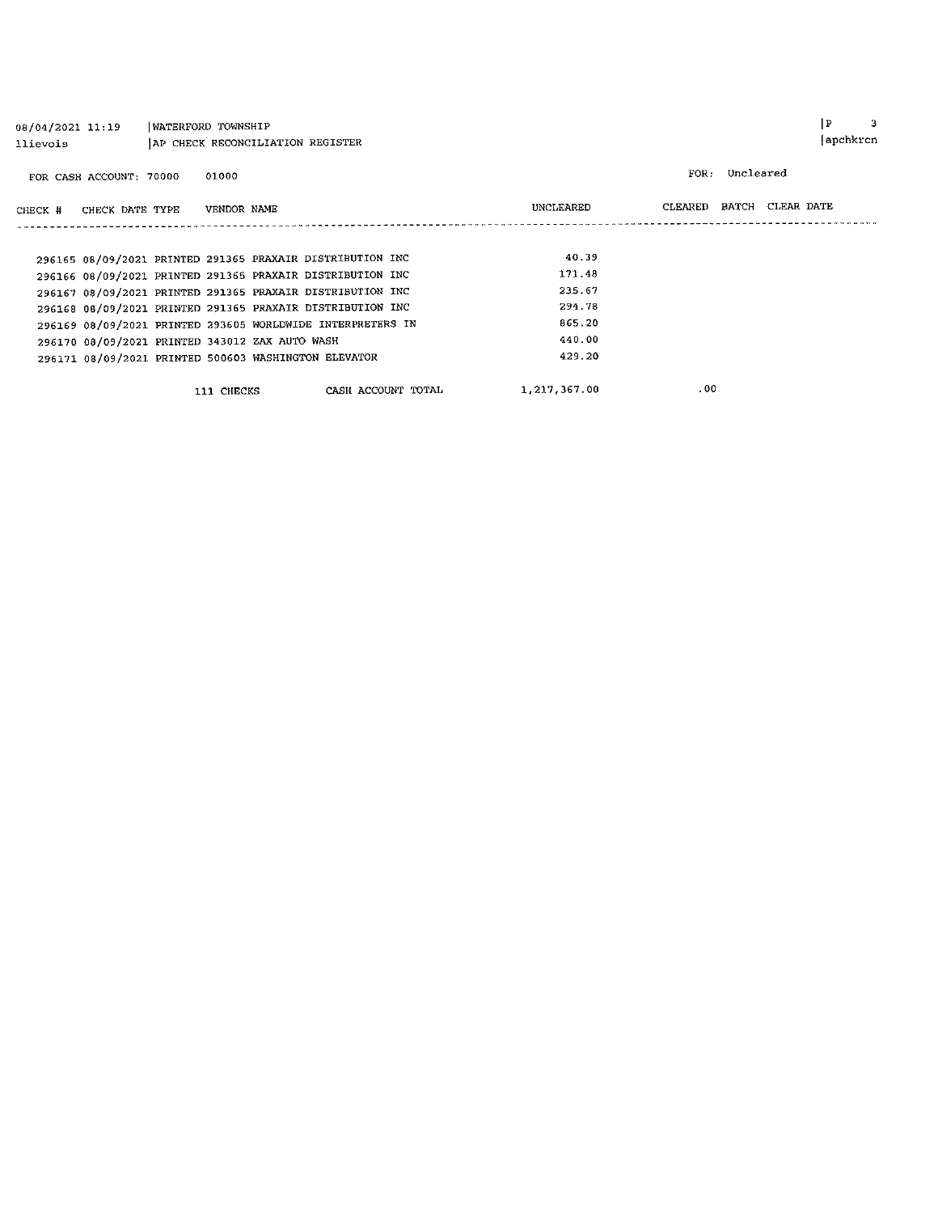08/04/2021 11:19 | WATERFORD TOWNSHIP
llievois | AP CHECK RECONCILIATION REGISTER

FOR CASH ACCOUNT: 70000 01000

FOR: Uncleared

| CHECK # | CHECK DATE | TYPE | VENDOR | NAME | UNCLEARED | CLEARED | BATCH | CLEAR DATE |
|---|---|---|---|---|---|---|---|---|
| 296165 | 08/09/2021 | PRINTED | 291365 | PRAXAIR DISTRIBUTION INC | 40.39 | | | |
| 296166 | 08/09/2021 | PRINTED | 291365 | PRAXAIR DISTRIBUTION INC | 171.48 | | | |
| 296167 | 08/09/2021 | PRINTED | 291365 | PRAXAIR DISTRIBUTION INC | 235.67 | | | |
| 296168 | 08/09/2021 | PRINTED | 291365 | PRAXAIR DISTRIBUTION INC | 294.78 | | | |
| 296169 | 08/09/2021 | PRINTED | 293605 | WORLDWIDE INTERPRETERS IN | 865.20 | | | |
| 296170 | 08/09/2021 | PRINTED | 343012 | ZAX AUTO WASH | 440.00 | | | |
| 296171 | 08/09/2021 | PRINTED | 500603 | WASHINGTON ELEVATOR | 429.20 | | | |
| | | 111 CHECKS | | CASH ACCOUNT TOTAL | 1,217,367.00 | .00 | | |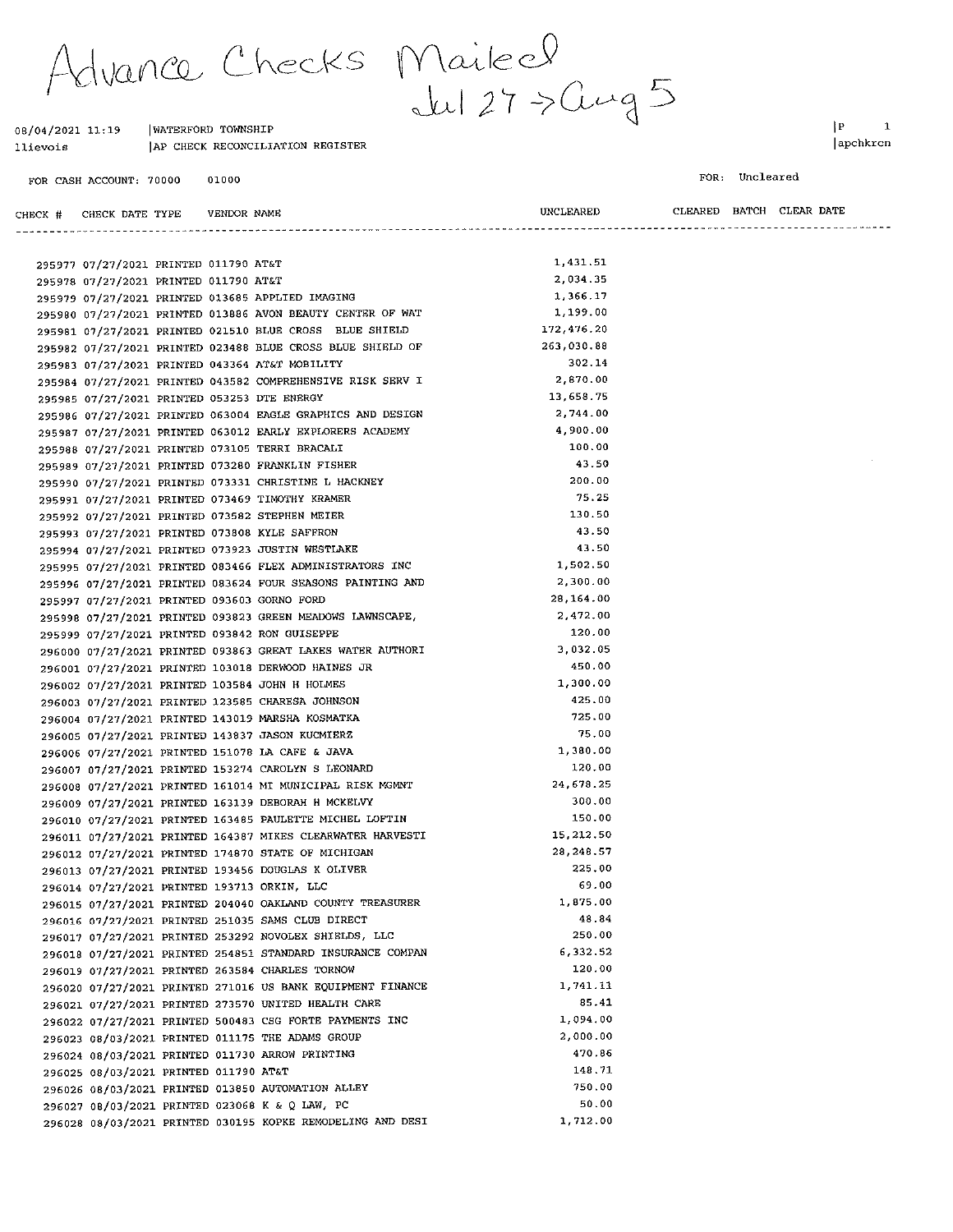Advance Checks Mailed
Jul 27 -> Aug 5

08/04/2021 11:19 | WATERFORD TOWNSHIP | P 1
llievois | AP CHECK RECONCILIATION REGISTER | apchkrcn

FOR CASH ACCOUNT: 70000 01000 | FOR: Uncleared

| CHECK # | CHECK DATE | TYPE | VENDOR NAME | UNCLEARED | CLEARED | BATCH | CLEAR DATE |
|---|---|---|---|---|---|---|---|
| 295977 | 07/27/2021 | PRINTED | 011790 AT&T | 1,431.51 | | | |
| 295978 | 07/27/2021 | PRINTED | 011790 AT&T | 2,034.35 | | | |
| 295979 | 07/27/2021 | PRINTED | 013685 APPLIED IMAGING | 1,366.17 | | | |
| 295980 | 07/27/2021 | PRINTED | 013886 AVON BEAUTY CENTER OF WAT | 1,199.00 | | | |
| 295981 | 07/27/2021 | PRINTED | 021510 BLUE CROSS BLUE SHIELD | 172,476.20 | | | |
| 295982 | 07/27/2021 | PRINTED | 023488 BLUE CROSS BLUE SHIELD OF | 263,030.88 | | | |
| 295983 | 07/27/2021 | PRINTED | 043364 AT&T MOBILITY | 302.14 | | | |
| 295984 | 07/27/2021 | PRINTED | 043582 COMPREHENSIVE RISK SERV I | 2,870.00 | | | |
| 295985 | 07/27/2021 | PRINTED | 053253 DTE ENERGY | 13,658.75 | | | |
| 295986 | 07/27/2021 | PRINTED | 063004 EAGLE GRAPHICS AND DESIGN | 2,744.00 | | | |
| 295987 | 07/27/2021 | PRINTED | 063012 EARLY EXPLORERS ACADEMY | 4,900.00 | | | |
| 295988 | 07/27/2021 | PRINTED | 073105 TERRI BRACALI | 100.00 | | | |
| 295989 | 07/27/2021 | PRINTED | 073280 FRANKLIN FISHER | 43.50 | | | |
| 295990 | 07/27/2021 | PRINTED | 073331 CHRISTINE L HACKNEY | 200.00 | | | |
| 295991 | 07/27/2021 | PRINTED | 073469 TIMOTHY KRAMER | 75.25 | | | |
| 295992 | 07/27/2021 | PRINTED | 073582 STEPHEN MEIER | 130.50 | | | |
| 295993 | 07/27/2021 | PRINTED | 073808 KYLE SAFFRON | 43.50 | | | |
| 295994 | 07/27/2021 | PRINTED | 073923 JUSTIN WESTLAKE | 43.50 | | | |
| 295995 | 07/27/2021 | PRINTED | 083466 FLEX ADMINISTRATORS INC | 1,502.50 | | | |
| 295996 | 07/27/2021 | PRINTED | 083624 FOUR SEASONS PAINTING AND | 2,300.00 | | | |
| 295997 | 07/27/2021 | PRINTED | 093603 GORNO FORD | 28,164.00 | | | |
| 295998 | 07/27/2021 | PRINTED | 093823 GREEN MEADOWS LAWNSCAPE, | 2,472.00 | | | |
| 295999 | 07/27/2021 | PRINTED | 093842 RON GUISEPPE | 120.00 | | | |
| 296000 | 07/27/2021 | PRINTED | 093863 GREAT LAKES WATER AUTHORI | 3,032.05 | | | |
| 296001 | 07/27/2021 | PRINTED | 103018 DERWOOD HAINES JR | 450.00 | | | |
| 296002 | 07/27/2021 | PRINTED | 103584 JOHN H HOLMES | 1,300.00 | | | |
| 296003 | 07/27/2021 | PRINTED | 123585 CHARESA JOHNSON | 425.00 | | | |
| 296004 | 07/27/2021 | PRINTED | 143019 MARSHA KOSMATKA | 725.00 | | | |
| 296005 | 07/27/2021 | PRINTED | 143837 JASON KUCMIERZ | 75.00 | | | |
| 296006 | 07/27/2021 | PRINTED | 151078 LA CAFE & JAVA | 1,380.00 | | | |
| 296007 | 07/27/2021 | PRINTED | 153274 CAROLYN S LEONARD | 120.00 | | | |
| 296008 | 07/27/2021 | PRINTED | 161014 MI MUNICIPAL RISK MGMNT | 24,678.25 | | | |
| 296009 | 07/27/2021 | PRINTED | 163139 DEBORAH H MCKELVY | 300.00 | | | |
| 296010 | 07/27/2021 | PRINTED | 163485 PAULETTE MICHEL LOFTIN | 150.00 | | | |
| 296011 | 07/27/2021 | PRINTED | 164387 MIKES CLEARWATER HARVESTI | 15,212.50 | | | |
| 296012 | 07/27/2021 | PRINTED | 174870 STATE OF MICHIGAN | 28,248.57 | | | |
| 296013 | 07/27/2021 | PRINTED | 193456 DOUGLAS K OLIVER | 225.00 | | | |
| 296014 | 07/27/2021 | PRINTED | 193713 ORKIN, LLC | 69.00 | | | |
| 296015 | 07/27/2021 | PRINTED | 204040 OAKLAND COUNTY TREASURER | 1,875.00 | | | |
| 296016 | 07/27/2021 | PRINTED | 251035 SAMS CLUB DIRECT | 48.84 | | | |
| 296017 | 07/27/2021 | PRINTED | 253292 NOVOLEX SHIELDS, LLC | 250.00 | | | |
| 296018 | 07/27/2021 | PRINTED | 254851 STANDARD INSURANCE COMPAN | 6,332.52 | | | |
| 296019 | 07/27/2021 | PRINTED | 263584 CHARLES TORNOW | 120.00 | | | |
| 296020 | 07/27/2021 | PRINTED | 271016 US BANK EQUIPMENT FINANCE | 1,741.11 | | | |
| 296021 | 07/27/2021 | PRINTED | 273570 UNITED HEALTH CARE | 85.41 | | | |
| 296022 | 07/27/2021 | PRINTED | 500483 CSG FORTE PAYMENTS INC | 1,094.00 | | | |
| 296023 | 08/03/2021 | PRINTED | 011175 THE ADAMS GROUP | 2,000.00 | | | |
| 296024 | 08/03/2021 | PRINTED | 011730 ARROW PRINTING | 470.86 | | | |
| 296025 | 08/03/2021 | PRINTED | 011790 AT&T | 148.71 | | | |
| 296026 | 08/03/2021 | PRINTED | 013850 AUTOMATION ALLEY | 750.00 | | | |
| 296027 | 08/03/2021 | PRINTED | 023068 K & Q LAW, PC | 50.00 | | | |
| 296028 | 08/03/2021 | PRINTED | 030195 KOPKE REMODELING AND DESI | 1,712.00 | | | |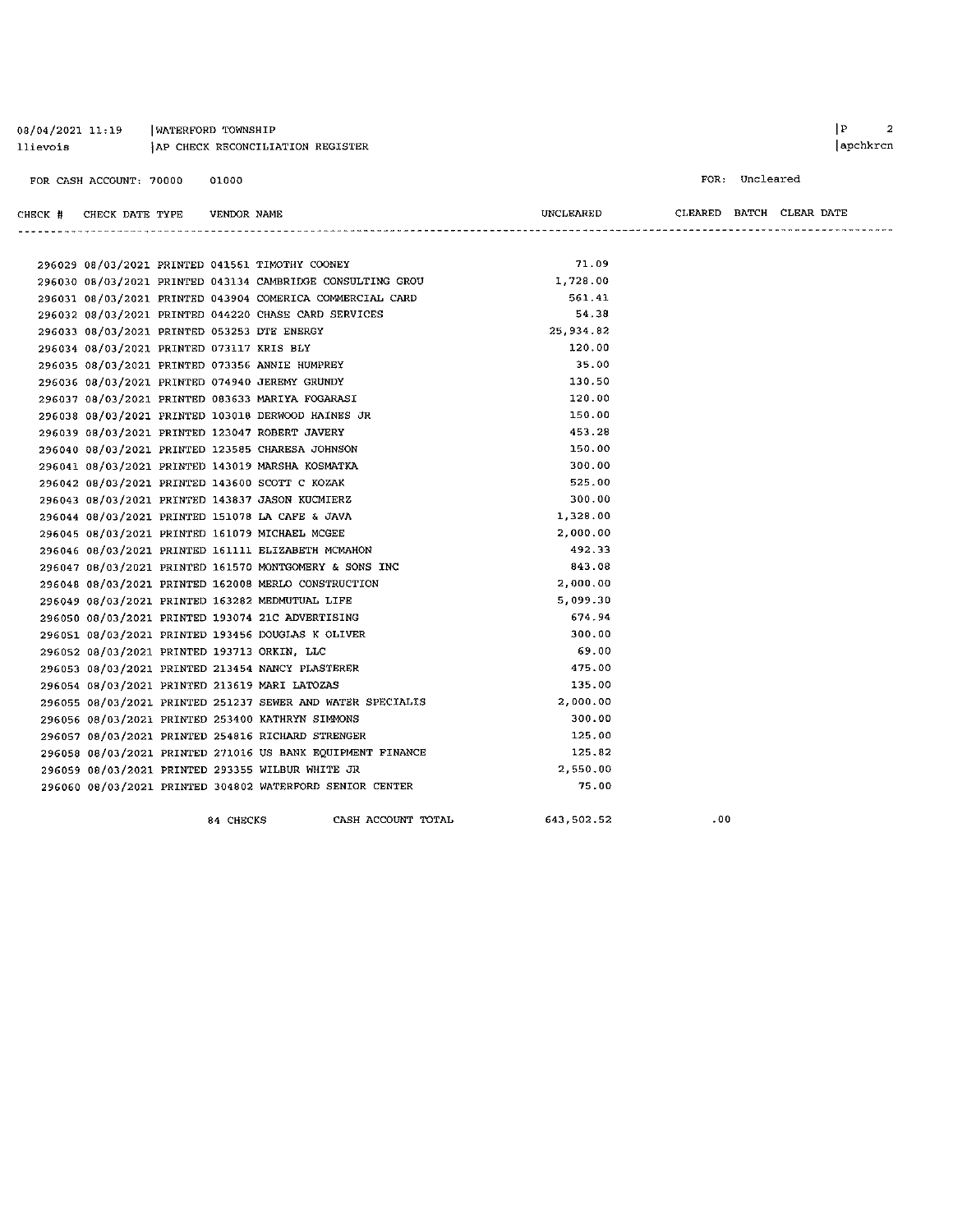08/04/2021 11:19 | WATERFORD TOWNSHIP
llievois | AP CHECK RECONCILIATION REGISTER

FOR CASH ACCOUNT: 70000 01000

FOR: Uncleared

| CHECK # | CHECK DATE | TYPE | VENDOR | NAME | UNCLEARED | CLEARED | BATCH | CLEAR DATE |
|---|---|---|---|---|---|---|---|---|
| 296029 | 08/03/2021 | PRINTED | 041561 | TIMOTHY COONEY | 71.09 | | | |
| 296030 | 08/03/2021 | PRINTED | 043134 | CAMBRIDGE CONSULTING GROU | 1,728.00 | | | |
| 296031 | 08/03/2021 | PRINTED | 043904 | COMERICA COMMERCIAL CARD | 561.41 | | | |
| 296032 | 08/03/2021 | PRINTED | 044220 | CHASE CARD SERVICES | 54.38 | | | |
| 296033 | 08/03/2021 | PRINTED | 053253 | DTE ENERGY | 25,934.82 | | | |
| 296034 | 08/03/2021 | PRINTED | 073117 | KRIS BLY | 120.00 | | | |
| 296035 | 08/03/2021 | PRINTED | 073356 | ANNIE HUMPREY | 35.00 | | | |
| 296036 | 08/03/2021 | PRINTED | 074940 | JEREMY GRUNDY | 130.50 | | | |
| 296037 | 08/03/2021 | PRINTED | 083633 | MARIYA FOGARASI | 120.00 | | | |
| 296038 | 08/03/2021 | PRINTED | 103018 | DERWOOD HAINES JR | 150.00 | | | |
| 296039 | 08/03/2021 | PRINTED | 123047 | ROBERT JAVERY | 453.28 | | | |
| 296040 | 08/03/2021 | PRINTED | 123585 | CHARESA JOHNSON | 150.00 | | | |
| 296041 | 08/03/2021 | PRINTED | 143019 | MARSHA KOSMATKA | 300.00 | | | |
| 296042 | 08/03/2021 | PRINTED | 143600 | SCOTT C KOZAK | 525.00 | | | |
| 296043 | 08/03/2021 | PRINTED | 143837 | JASON KUCMIERZ | 300.00 | | | |
| 296044 | 08/03/2021 | PRINTED | 151078 | LA CAFE & JAVA | 1,328.00 | | | |
| 296045 | 08/03/2021 | PRINTED | 161079 | MICHAEL MCGEE | 2,000.00 | | | |
| 296046 | 08/03/2021 | PRINTED | 161111 | ELIZABETH MCMAHON | 492.33 | | | |
| 296047 | 08/03/2021 | PRINTED | 161570 | MONTGOMERY & SONS INC | 843.08 | | | |
| 296048 | 08/03/2021 | PRINTED | 162008 | MERLO CONSTRUCTION | 2,000.00 | | | |
| 296049 | 08/03/2021 | PRINTED | 163282 | MEDMUTUAL LIFE | 5,099.30 | | | |
| 296050 | 08/03/2021 | PRINTED | 193074 | 21C ADVERTISING | 674.94 | | | |
| 296051 | 08/03/2021 | PRINTED | 193456 | DOUGLAS K OLIVER | 300.00 | | | |
| 296052 | 08/03/2021 | PRINTED | 193713 | ORKIN, LLC | 69.00 | | | |
| 296053 | 08/03/2021 | PRINTED | 213454 | NANCY PLASTERER | 475.00 | | | |
| 296054 | 08/03/2021 | PRINTED | 213619 | MARI LATOZAS | 135.00 | | | |
| 296055 | 08/03/2021 | PRINTED | 251237 | SEWER AND WATER SPECIALIS | 2,000.00 | | | |
| 296056 | 08/03/2021 | PRINTED | 253400 | KATHRYN SIMMONS | 300.00 | | | |
| 296057 | 08/03/2021 | PRINTED | 254816 | RICHARD STRENGER | 125.00 | | | |
| 296058 | 08/03/2021 | PRINTED | 271016 | US BANK EQUIPMENT FINANCE | 125.82 | | | |
| 296059 | 08/03/2021 | PRINTED | 293355 | WILBUR WHITE JR | 2,550.00 | | | |
| 296060 | 08/03/2021 | PRINTED | 304802 | WATERFORD SENIOR CENTER | 75.00 | | | |
| | | 84 CHECKS | | CASH ACCOUNT TOTAL | 643,502.52 | .00 | | |